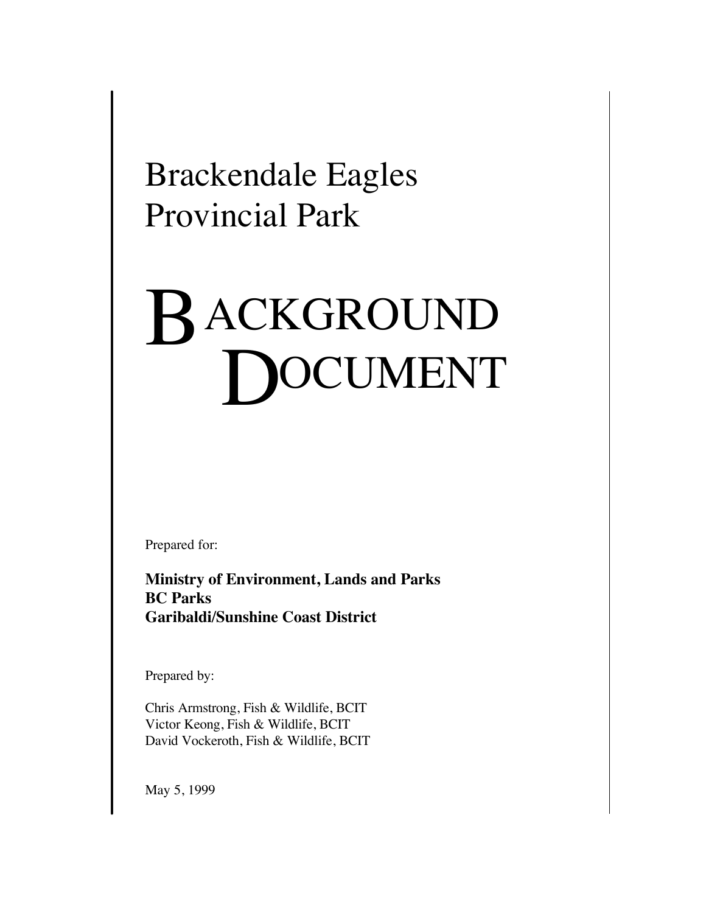# Brackendale Eagles Provincial Park

# BACKGROUND DOCUMENT

Prepared for:

**Ministry of Environment, Lands and Parks**
**BC Parks**
**Garibaldi/Sunshine Coast District**

Prepared by:

Chris Armstrong, Fish & Wildlife, BCIT
Victor Keong, Fish & Wildlife, BCIT
David Vockeroth, Fish & Wildlife, BCIT

May 5, 1999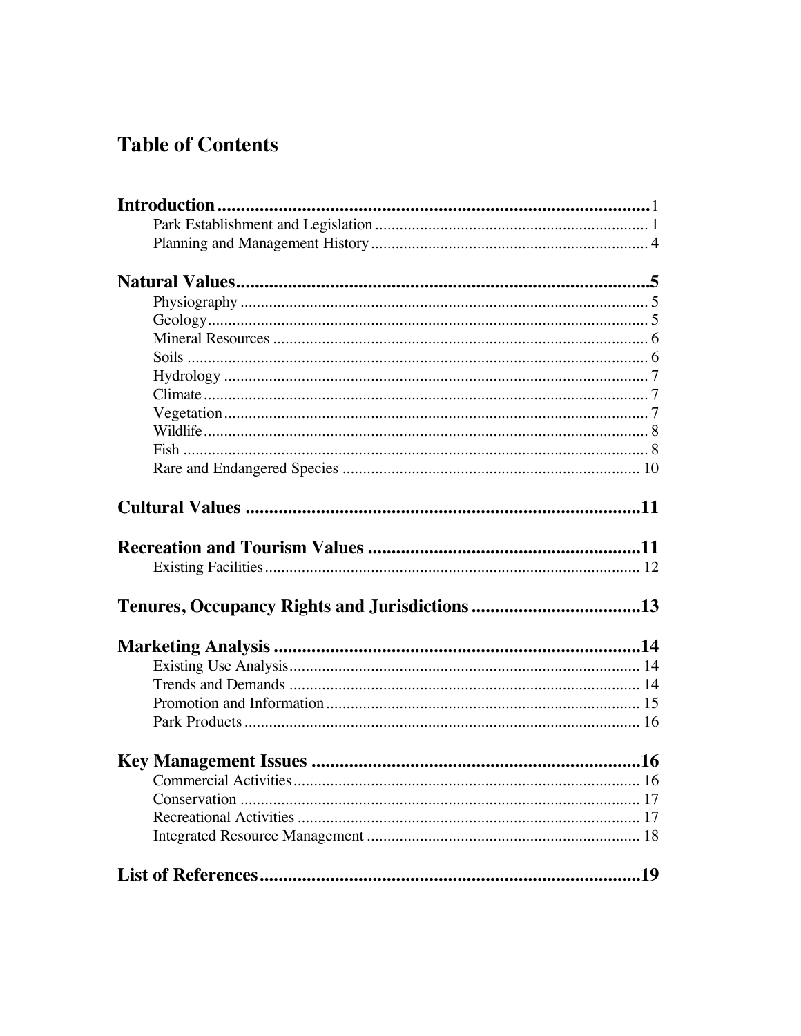# Table of Contents

**Introduction** ........ 1
- Park Establishment and Legislation ........ 1
- Planning and Management History ........ 4

**Natural Values** ........ 5
- Physiography ........ 5
- Geology ........ 5
- Mineral Resources ........ 6
- Soils ........ 6
- Hydrology ........ 7
- Climate ........ 7
- Vegetation ........ 7
- Wildlife ........ 8
- Fish ........ 8
- Rare and Endangered Species ........ 10

**Cultural Values** ........ 11

**Recreation and Tourism Values** ........ 11
- Existing Facilities ........ 12

**Tenures, Occupancy Rights and Jurisdictions** ........ 13

**Marketing Analysis** ........ 14
- Existing Use Analysis ........ 14
- Trends and Demands ........ 14
- Promotion and Information ........ 15
- Park Products ........ 16

**Key Management Issues** ........ 16
- Commercial Activities ........ 16
- Conservation ........ 17
- Recreational Activities ........ 17
- Integrated Resource Management ........ 18

**List of References** ........ 19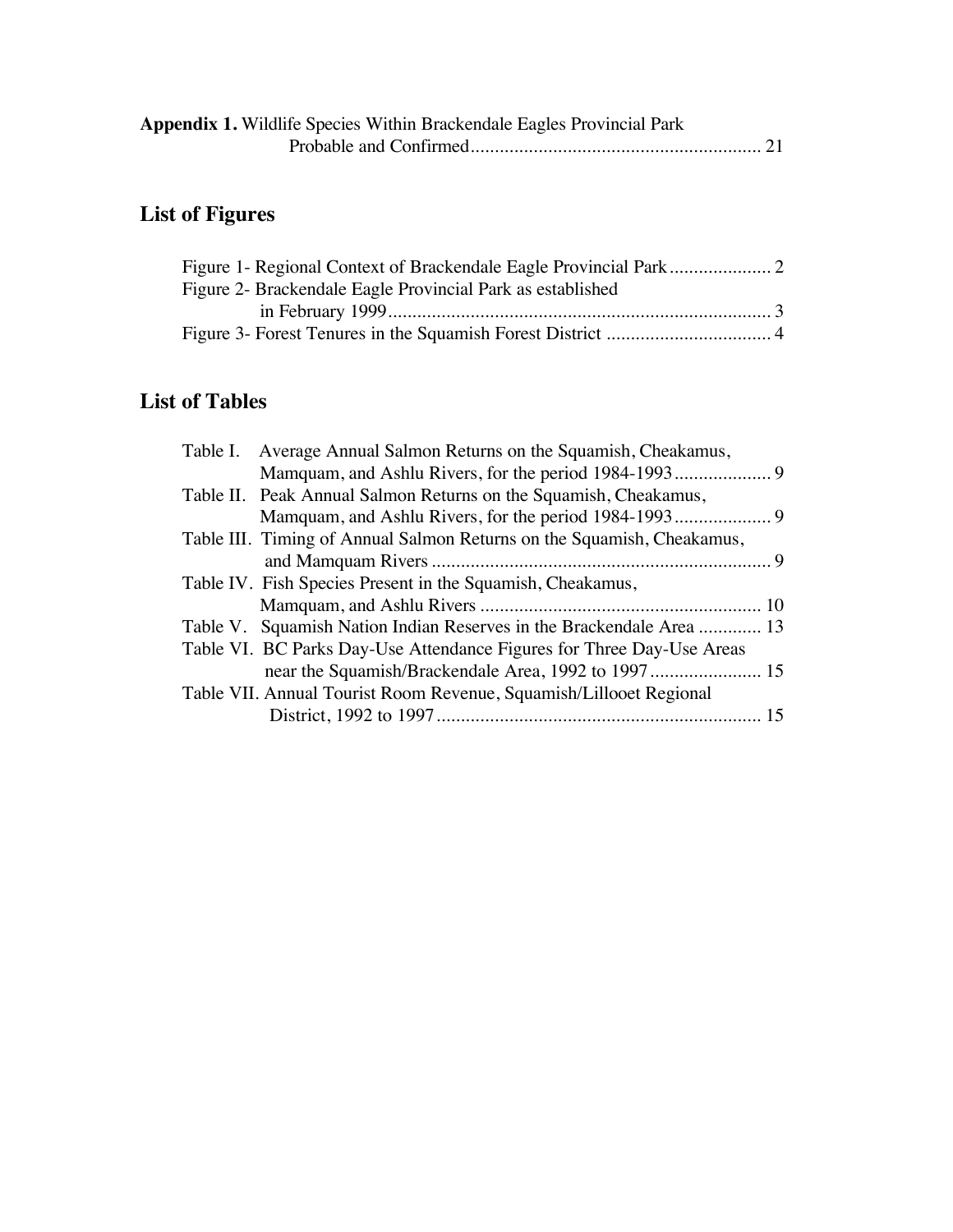**Appendix 1.** Wildlife Species Within Brackendale Eagles Provincial Park Probable and Confirmed........................................................... 21

## List of Figures

Figure 1- Regional Context of Brackendale Eagle Provincial Park..................... 2
Figure 2- Brackendale Eagle Provincial Park as established in February 1999.............................................................................. 3
Figure 3- Forest Tenures in the Squamish Forest District .................................. 4

## List of Tables

Table I. Average Annual Salmon Returns on the Squamish, Cheakamus, Mamquam, and Ashlu Rivers, for the period 1984-1993.................... 9
Table II. Peak Annual Salmon Returns on the Squamish, Cheakamus, Mamquam, and Ashlu Rivers, for the period 1984-1993.................... 9
Table III. Timing of Annual Salmon Returns on the Squamish, Cheakamus, and Mamquam Rivers ...................................................................... 9
Table IV. Fish Species Present in the Squamish, Cheakamus, Mamquam, and Ashlu Rivers .......................................................... 10
Table V. Squamish Nation Indian Reserves in the Brackendale Area ............. 13
Table VI. BC Parks Day-Use Attendance Figures for Three Day-Use Areas near the Squamish/Brackendale Area, 1992 to 1997....................... 15
Table VII. Annual Tourist Room Revenue, Squamish/Lillooet Regional District, 1992 to 1997.................................................................. 15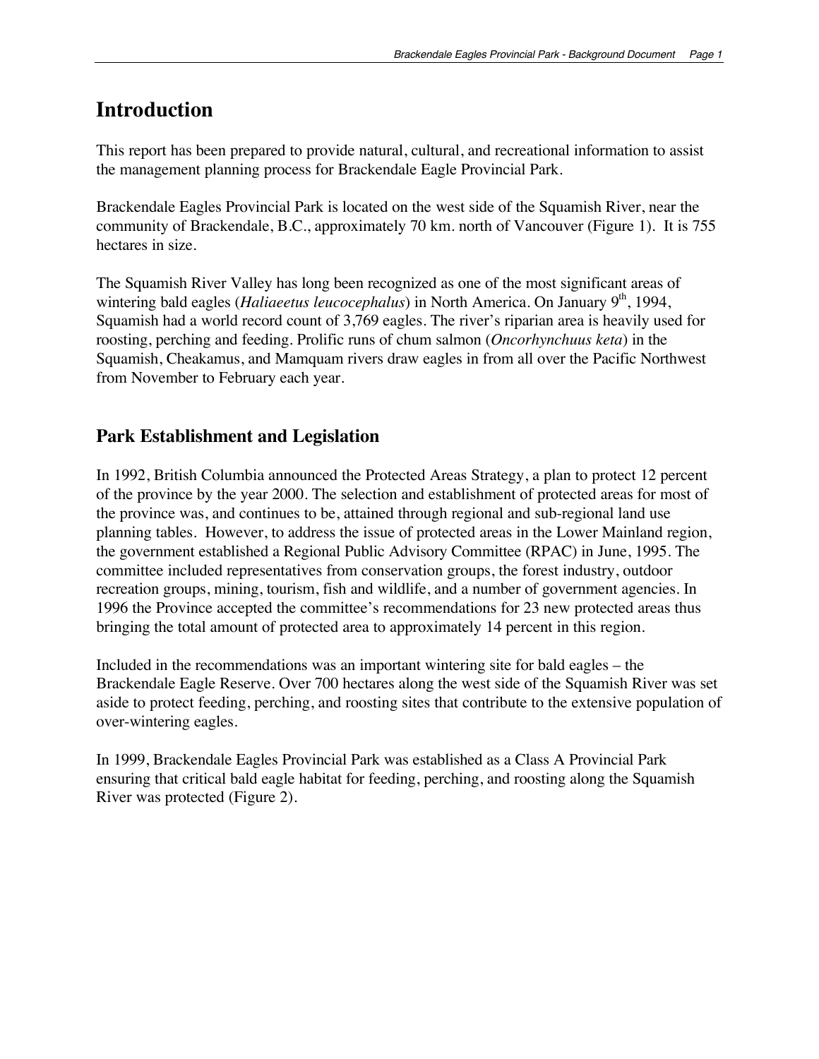# Introduction

This report has been prepared to provide natural, cultural, and recreational information to assist the management planning process for Brackendale Eagle Provincial Park.

Brackendale Eagles Provincial Park is located on the west side of the Squamish River, near the community of Brackendale, B.C., approximately 70 km. north of Vancouver (Figure 1). It is 755 hectares in size.

The Squamish River Valley has long been recognized as one of the most significant areas of wintering bald eagles (*Haliaeetus leucocephalus*) in North America. On January 9th, 1994, Squamish had a world record count of 3,769 eagles. The river's riparian area is heavily used for roosting, perching and feeding. Prolific runs of chum salmon (*Oncorhynchuus keta*) in the Squamish, Cheakamus, and Mamquam rivers draw eagles in from all over the Pacific Northwest from November to February each year.

## Park Establishment and Legislation

In 1992, British Columbia announced the Protected Areas Strategy, a plan to protect 12 percent of the province by the year 2000. The selection and establishment of protected areas for most of the province was, and continues to be, attained through regional and sub-regional land use planning tables. However, to address the issue of protected areas in the Lower Mainland region, the government established a Regional Public Advisory Committee (RPAC) in June, 1995. The committee included representatives from conservation groups, the forest industry, outdoor recreation groups, mining, tourism, fish and wildlife, and a number of government agencies. In 1996 the Province accepted the committee's recommendations for 23 new protected areas thus bringing the total amount of protected area to approximately 14 percent in this region.

Included in the recommendations was an important wintering site for bald eagles – the Brackendale Eagle Reserve. Over 700 hectares along the west side of the Squamish River was set aside to protect feeding, perching, and roosting sites that contribute to the extensive population of over-wintering eagles.

In 1999, Brackendale Eagles Provincial Park was established as a Class A Provincial Park ensuring that critical bald eagle habitat for feeding, perching, and roosting along the Squamish River was protected (Figure 2).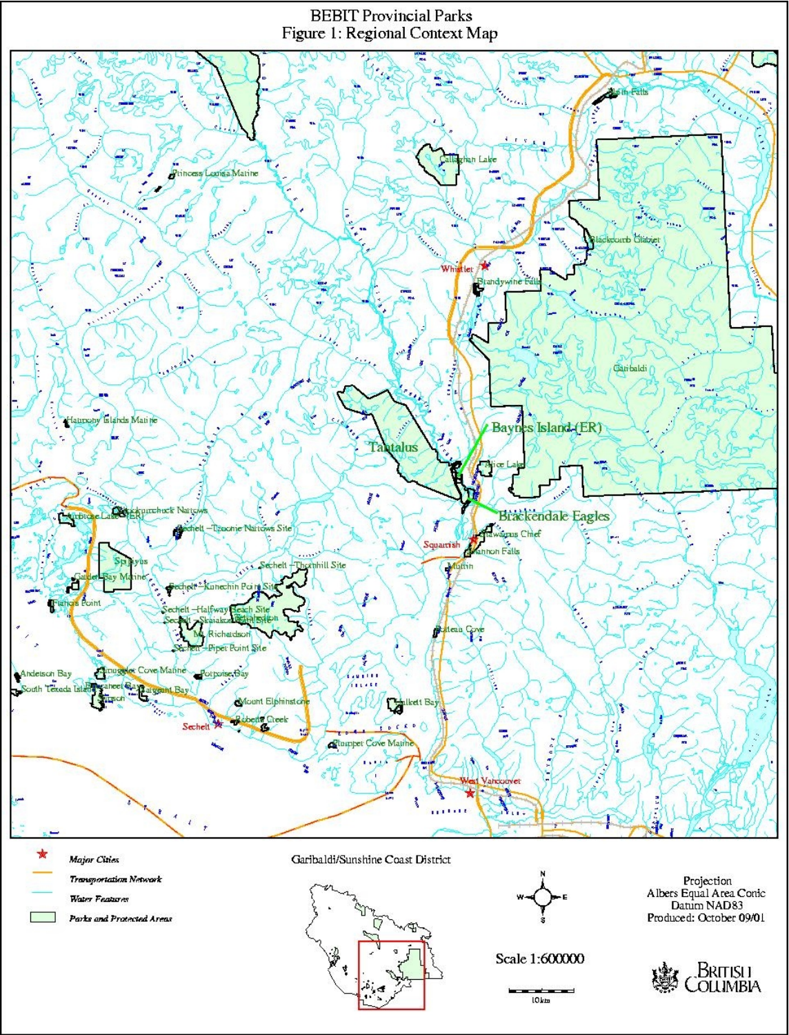# BEBIT Provincial Parks
## Figure 1: Regional Context Map

Major Cities

Transportation Network

Water Features

Parks and Protected Areas

Garibaldi/Sunshine Coast District

Scale 1:600000

10km

Projection
Albers Equal Area Conic
Datum NAD83
Produced: October 09/01

British Columbia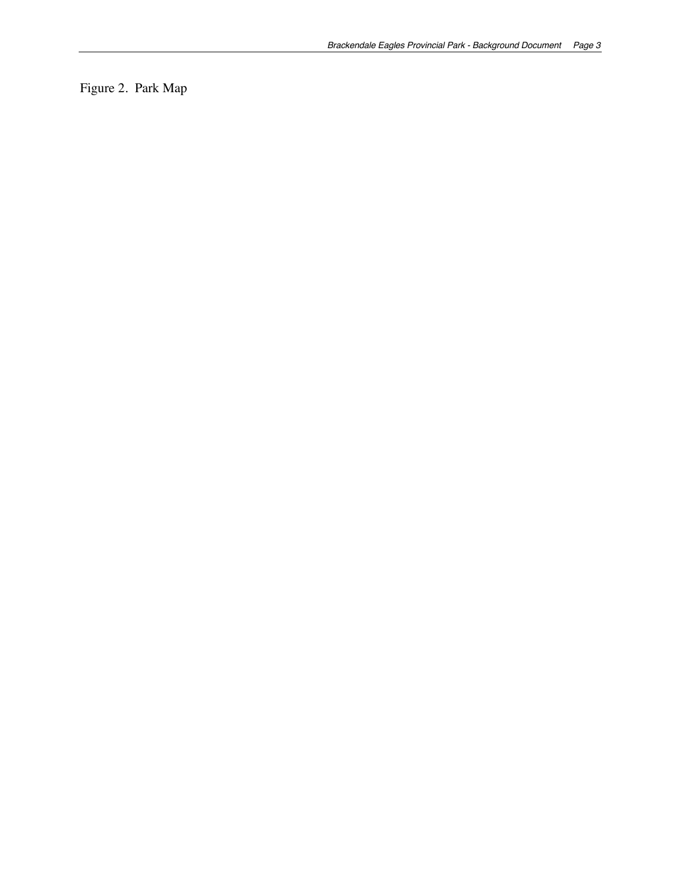Figure 2. Park Map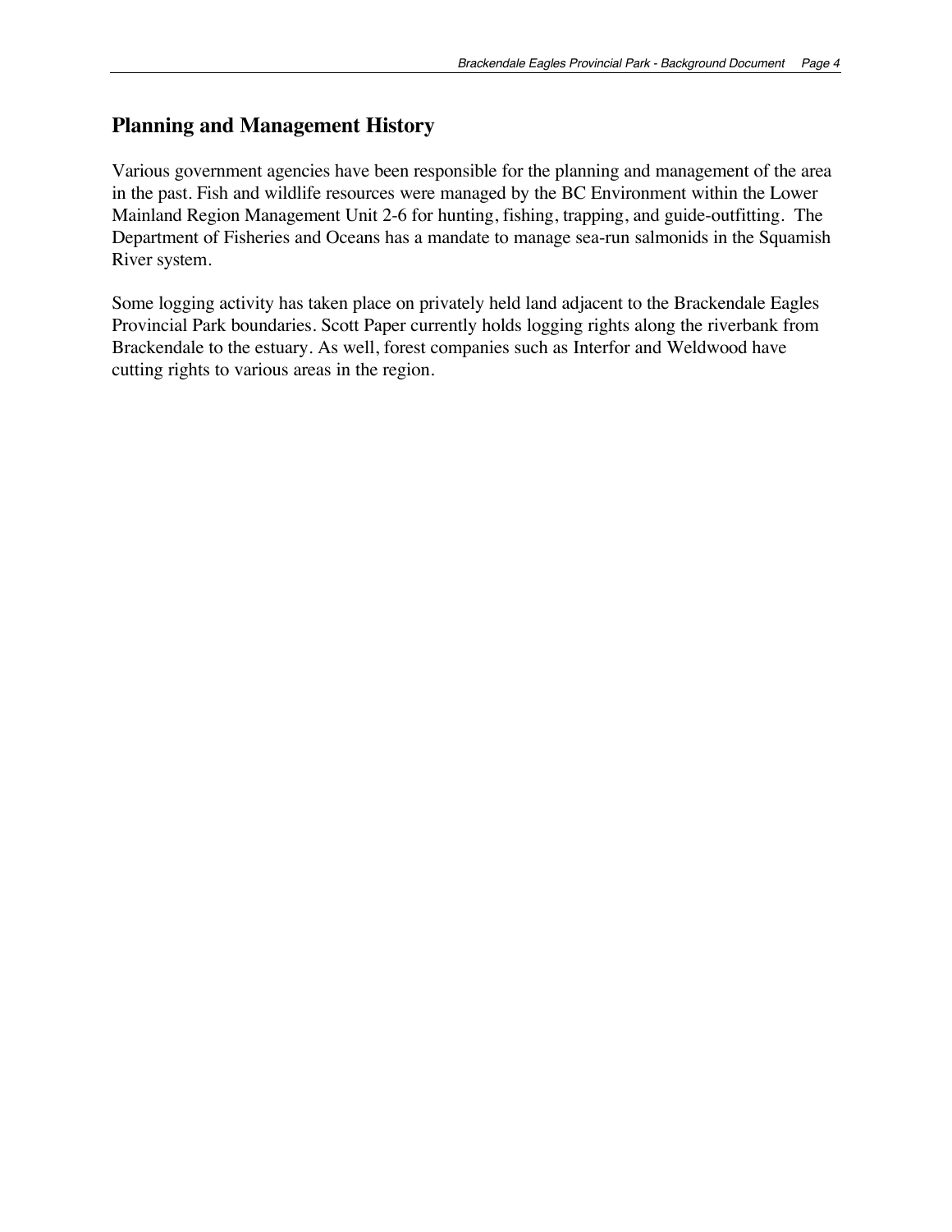## Planning and Management History

Various government agencies have been responsible for the planning and management of the area in the past. Fish and wildlife resources were managed by the BC Environment within the Lower Mainland Region Management Unit 2-6 for hunting, fishing, trapping, and guide-outfitting. The Department of Fisheries and Oceans has a mandate to manage sea-run salmonids in the Squamish River system.

Some logging activity has taken place on privately held land adjacent to the Brackendale Eagles Provincial Park boundaries. Scott Paper currently holds logging rights along the riverbank from Brackendale to the estuary. As well, forest companies such as Interfor and Weldwood have cutting rights to various areas in the region.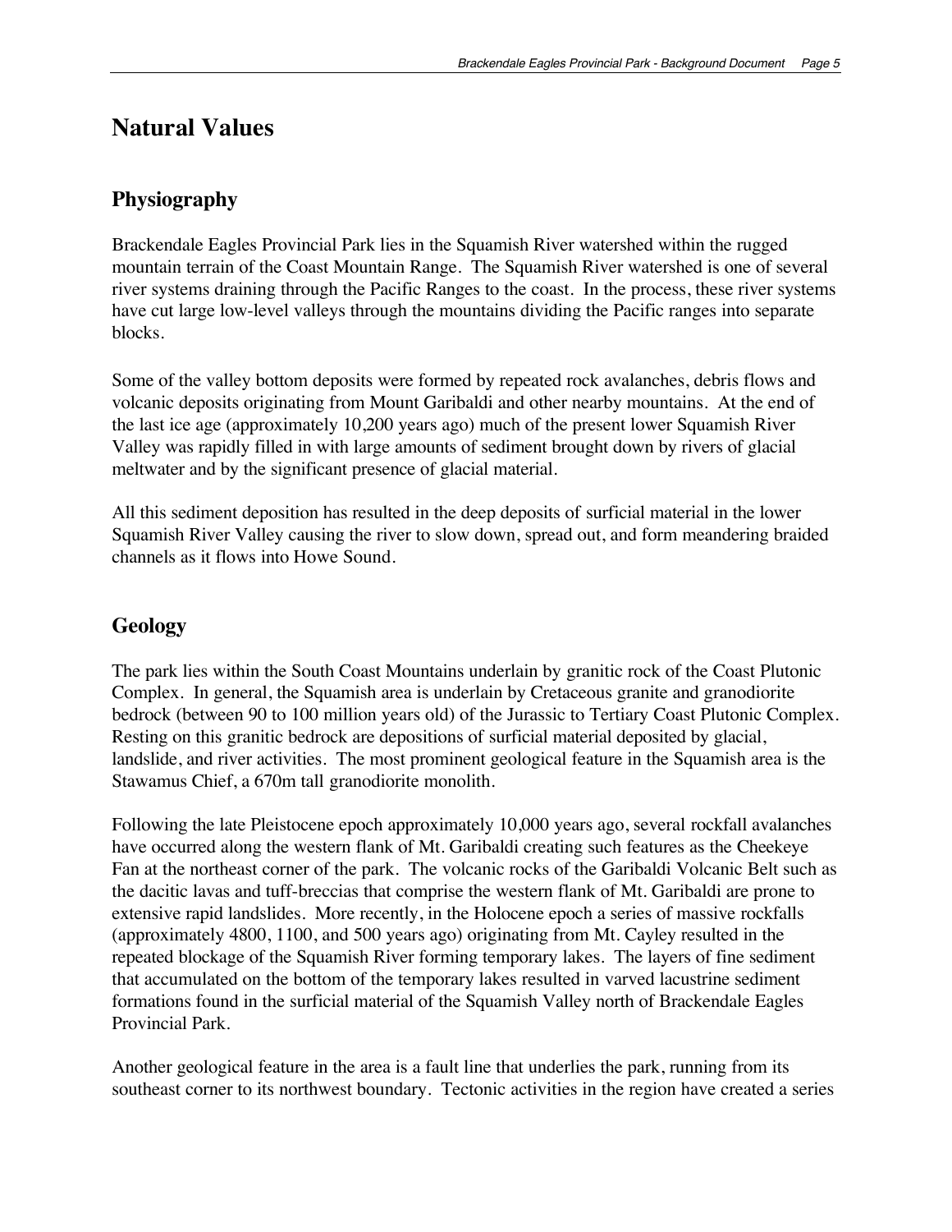# Natural Values

## Physiography

Brackendale Eagles Provincial Park lies in the Squamish River watershed within the rugged mountain terrain of the Coast Mountain Range. The Squamish River watershed is one of several river systems draining through the Pacific Ranges to the coast. In the process, these river systems have cut large low-level valleys through the mountains dividing the Pacific ranges into separate blocks.

Some of the valley bottom deposits were formed by repeated rock avalanches, debris flows and volcanic deposits originating from Mount Garibaldi and other nearby mountains. At the end of the last ice age (approximately 10,200 years ago) much of the present lower Squamish River Valley was rapidly filled in with large amounts of sediment brought down by rivers of glacial meltwater and by the significant presence of glacial material.

All this sediment deposition has resulted in the deep deposits of surficial material in the lower Squamish River Valley causing the river to slow down, spread out, and form meandering braided channels as it flows into Howe Sound.

## Geology

The park lies within the South Coast Mountains underlain by granitic rock of the Coast Plutonic Complex. In general, the Squamish area is underlain by Cretaceous granite and granodiorite bedrock (between 90 to 100 million years old) of the Jurassic to Tertiary Coast Plutonic Complex. Resting on this granitic bedrock are depositions of surficial material deposited by glacial, landslide, and river activities. The most prominent geological feature in the Squamish area is the Stawamus Chief, a 670m tall granodiorite monolith.

Following the late Pleistocene epoch approximately 10,000 years ago, several rockfall avalanches have occurred along the western flank of Mt. Garibaldi creating such features as the Cheekeye Fan at the northeast corner of the park. The volcanic rocks of the Garibaldi Volcanic Belt such as the dacitic lavas and tuff-breccias that comprise the western flank of Mt. Garibaldi are prone to extensive rapid landslides. More recently, in the Holocene epoch a series of massive rockfalls (approximately 4800, 1100, and 500 years ago) originating from Mt. Cayley resulted in the repeated blockage of the Squamish River forming temporary lakes. The layers of fine sediment that accumulated on the bottom of the temporary lakes resulted in varved lacustrine sediment formations found in the surficial material of the Squamish Valley north of Brackendale Eagles Provincial Park.

Another geological feature in the area is a fault line that underlies the park, running from its southeast corner to its northwest boundary. Tectonic activities in the region have created a series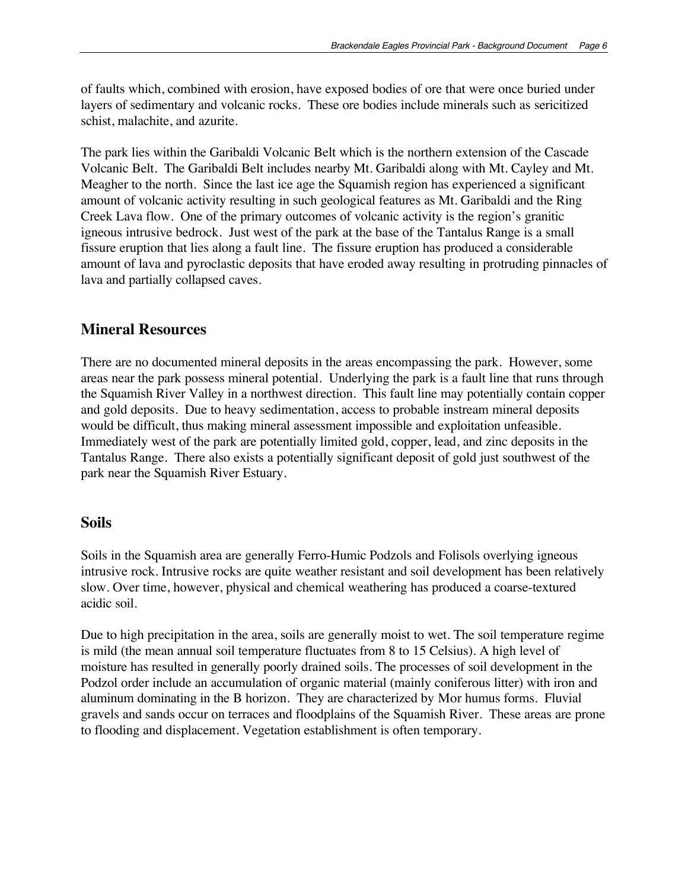of faults which, combined with erosion, have exposed bodies of ore that were once buried under layers of sedimentary and volcanic rocks. These ore bodies include minerals such as sericitized schist, malachite, and azurite.

The park lies within the Garibaldi Volcanic Belt which is the northern extension of the Cascade Volcanic Belt. The Garibaldi Belt includes nearby Mt. Garibaldi along with Mt. Cayley and Mt. Meagher to the north. Since the last ice age the Squamish region has experienced a significant amount of volcanic activity resulting in such geological features as Mt. Garibaldi and the Ring Creek Lava flow. One of the primary outcomes of volcanic activity is the region's granitic igneous intrusive bedrock. Just west of the park at the base of the Tantalus Range is a small fissure eruption that lies along a fault line. The fissure eruption has produced a considerable amount of lava and pyroclastic deposits that have eroded away resulting in protruding pinnacles of lava and partially collapsed caves.

## Mineral Resources

There are no documented mineral deposits in the areas encompassing the park. However, some areas near the park possess mineral potential. Underlying the park is a fault line that runs through the Squamish River Valley in a northwest direction. This fault line may potentially contain copper and gold deposits. Due to heavy sedimentation, access to probable instream mineral deposits would be difficult, thus making mineral assessment impossible and exploitation unfeasible. Immediately west of the park are potentially limited gold, copper, lead, and zinc deposits in the Tantalus Range. There also exists a potentially significant deposit of gold just southwest of the park near the Squamish River Estuary.

## Soils

Soils in the Squamish area are generally Ferro-Humic Podzols and Folisols overlying igneous intrusive rock. Intrusive rocks are quite weather resistant and soil development has been relatively slow. Over time, however, physical and chemical weathering has produced a coarse-textured acidic soil.

Due to high precipitation in the area, soils are generally moist to wet. The soil temperature regime is mild (the mean annual soil temperature fluctuates from 8 to 15 Celsius). A high level of moisture has resulted in generally poorly drained soils. The processes of soil development in the Podzol order include an accumulation of organic material (mainly coniferous litter) with iron and aluminum dominating in the B horizon. They are characterized by Mor humus forms. Fluvial gravels and sands occur on terraces and floodplains of the Squamish River. These areas are prone to flooding and displacement. Vegetation establishment is often temporary.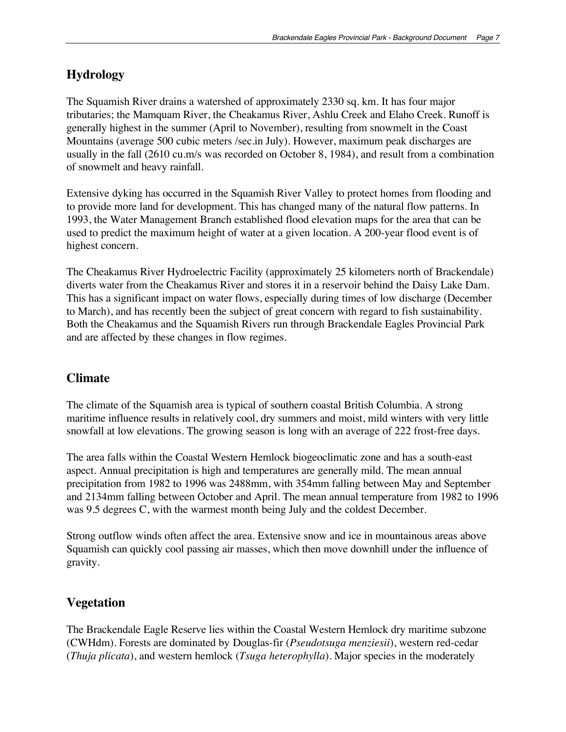## Hydrology

The Squamish River drains a watershed of approximately 2330 sq. km. It has four major tributaries; the Mamquam River, the Cheakamus River, Ashlu Creek and Elaho Creek. Runoff is generally highest in the summer (April to November), resulting from snowmelt in the Coast Mountains (average 500 cubic meters /sec.in July). However, maximum peak discharges are usually in the fall (2610 cu.m/s was recorded on October 8, 1984), and result from a combination of snowmelt and heavy rainfall.

Extensive dyking has occurred in the Squamish River Valley to protect homes from flooding and to provide more land for development. This has changed many of the natural flow patterns. In 1993, the Water Management Branch established flood elevation maps for the area that can be used to predict the maximum height of water at a given location. A 200-year flood event is of highest concern.

The Cheakamus River Hydroelectric Facility (approximately 25 kilometers north of Brackendale) diverts water from the Cheakamus River and stores it in a reservoir behind the Daisy Lake Dam. This has a significant impact on water flows, especially during times of low discharge (December to March), and has recently been the subject of great concern with regard to fish sustainability. Both the Cheakamus and the Squamish Rivers run through Brackendale Eagles Provincial Park and are affected by these changes in flow regimes.

## Climate

The climate of the Squamish area is typical of southern coastal British Columbia. A strong maritime influence results in relatively cool, dry summers and moist, mild winters with very little snowfall at low elevations. The growing season is long with an average of 222 frost-free days.

The area falls within the Coastal Western Hemlock biogeoclimatic zone and has a south-east aspect. Annual precipitation is high and temperatures are generally mild. The mean annual precipitation from 1982 to 1996 was 2488mm, with 354mm falling between May and September and 2134mm falling between October and April. The mean annual temperature from 1982 to 1996 was 9.5 degrees C, with the warmest month being July and the coldest December.

Strong outflow winds often affect the area. Extensive snow and ice in mountainous areas above Squamish can quickly cool passing air masses, which then move downhill under the influence of gravity.

## Vegetation

The Brackendale Eagle Reserve lies within the Coastal Western Hemlock dry maritime subzone (CWHdm). Forests are dominated by Douglas-fir (*Pseudotsuga menziesii*), western red-cedar (*Thuja plicata*), and western hemlock (*Tsuga heterophylla*). Major species in the moderately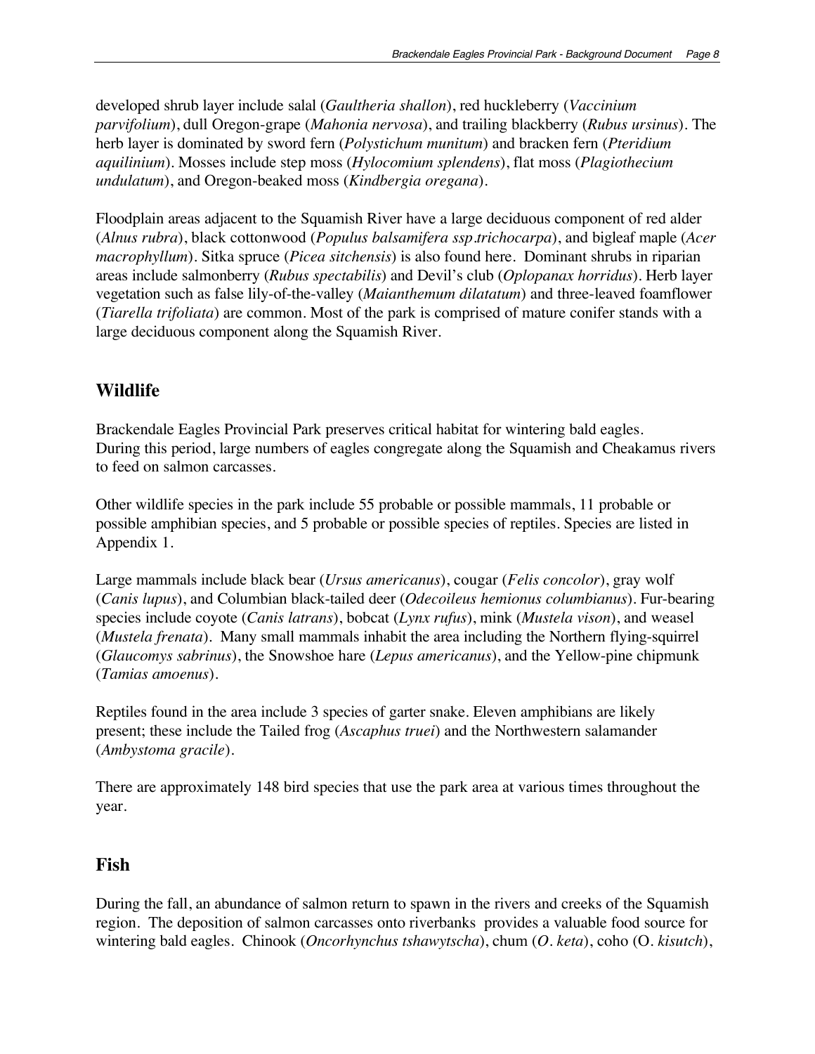developed shrub layer include salal (*Gaultheria shallon*), red huckleberry (*Vaccinium parvifolium*), dull Oregon-grape (*Mahonia nervosa*), and trailing blackberry (*Rubus ursinus*). The herb layer is dominated by sword fern (*Polystichum munitum*) and bracken fern (*Pteridium aquilinium*). Mosses include step moss (*Hylocomium splendens*), flat moss (*Plagiothecium undulatum*), and Oregon-beaked moss (*Kindbergia oregana*).

Floodplain areas adjacent to the Squamish River have a large deciduous component of red alder (*Alnus rubra*), black cottonwood (*Populus balsamifera ssp.trichocarpa*), and bigleaf maple (*Acer macrophyllum*). Sitka spruce (*Picea sitchensis*) is also found here. Dominant shrubs in riparian areas include salmonberry (*Rubus spectabilis*) and Devil's club (*Oplopanax horridus*). Herb layer vegetation such as false lily-of-the-valley (*Maianthemum dilatatum*) and three-leaved foamflower (*Tiarella trifoliata*) are common. Most of the park is comprised of mature conifer stands with a large deciduous component along the Squamish River.

## Wildlife

Brackendale Eagles Provincial Park preserves critical habitat for wintering bald eagles. During this period, large numbers of eagles congregate along the Squamish and Cheakamus rivers to feed on salmon carcasses.

Other wildlife species in the park include 55 probable or possible mammals, 11 probable or possible amphibian species, and 5 probable or possible species of reptiles. Species are listed in Appendix 1.

Large mammals include black bear (*Ursus americanus*), cougar (*Felis concolor*), gray wolf (*Canis lupus*), and Columbian black-tailed deer (*Odecoileus hemionus columbianus*). Fur-bearing species include coyote (*Canis latrans*), bobcat (*Lynx rufus*), mink (*Mustela vison*), and weasel (*Mustela frenata*). Many small mammals inhabit the area including the Northern flying-squirrel (*Glaucomys sabrinus*), the Snowshoe hare (*Lepus americanus*), and the Yellow-pine chipmunk (*Tamias amoenus*).

Reptiles found in the area include 3 species of garter snake. Eleven amphibians are likely present; these include the Tailed frog (*Ascaphus truei*) and the Northwestern salamander (*Ambystoma gracile*).

There are approximately 148 bird species that use the park area at various times throughout the year.

## Fish

During the fall, an abundance of salmon return to spawn in the rivers and creeks of the Squamish region. The deposition of salmon carcasses onto riverbanks provides a valuable food source for wintering bald eagles. Chinook (*Oncorhynchus tshawytscha*), chum (*O. keta*), coho (O. *kisutch*),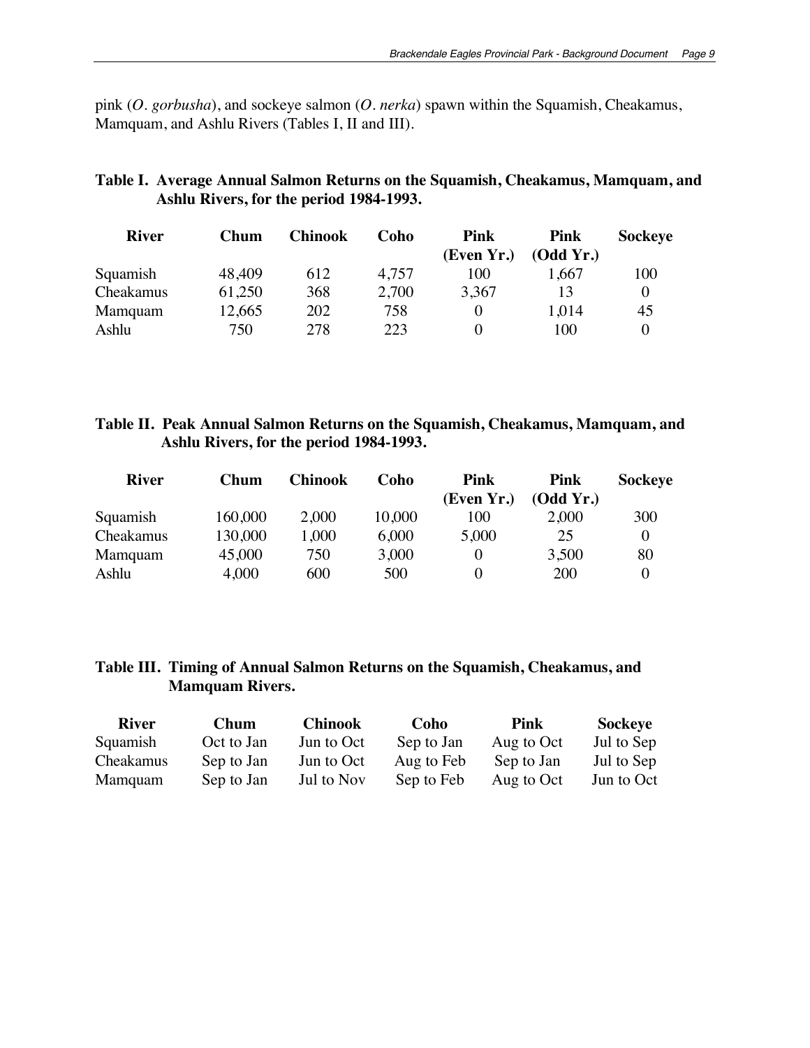pink (*O. gorbusha*), and sockeye salmon (*O. nerka*) spawn within the Squamish, Cheakamus, Mamquam, and Ashlu Rivers (Tables I, II and III).

**Table I. Average Annual Salmon Returns on the Squamish, Cheakamus, Mamquam, and Ashlu Rivers, for the period 1984-1993.**

| River | Chum | Chinook | Coho | Pink (Even Yr.) | Pink (Odd Yr.) | Sockeye |
|---|---|---|---|---|---|---|
| Squamish | 48,409 | 612 | 4,757 | 100 | 1,667 | 100 |
| Cheakamus | 61,250 | 368 | 2,700 | 3,367 | 13 | 0 |
| Mamquam | 12,665 | 202 | 758 | 0 | 1,014 | 45 |
| Ashlu | 750 | 278 | 223 | 0 | 100 | 0 |

**Table II. Peak Annual Salmon Returns on the Squamish, Cheakamus, Mamquam, and Ashlu Rivers, for the period 1984-1993.**

| River | Chum | Chinook | Coho | Pink (Even Yr.) | Pink (Odd Yr.) | Sockeye |
|---|---|---|---|---|---|---|
| Squamish | 160,000 | 2,000 | 10,000 | 100 | 2,000 | 300 |
| Cheakamus | 130,000 | 1,000 | 6,000 | 5,000 | 25 | 0 |
| Mamquam | 45,000 | 750 | 3,000 | 0 | 3,500 | 80 |
| Ashlu | 4,000 | 600 | 500 | 0 | 200 | 0 |

**Table III. Timing of Annual Salmon Returns on the Squamish, Cheakamus, and Mamquam Rivers.**

| River | Chum | Chinook | Coho | Pink | Sockeye |
|---|---|---|---|---|---|
| Squamish | Oct to Jan | Jun to Oct | Sep to Jan | Aug to Oct | Jul to Sep |
| Cheakamus | Sep to Jan | Jun to Oct | Aug to Feb | Sep to Jan | Jul to Sep |
| Mamquam | Sep to Jan | Jul to Nov | Sep to Feb | Aug to Oct | Jun to Oct |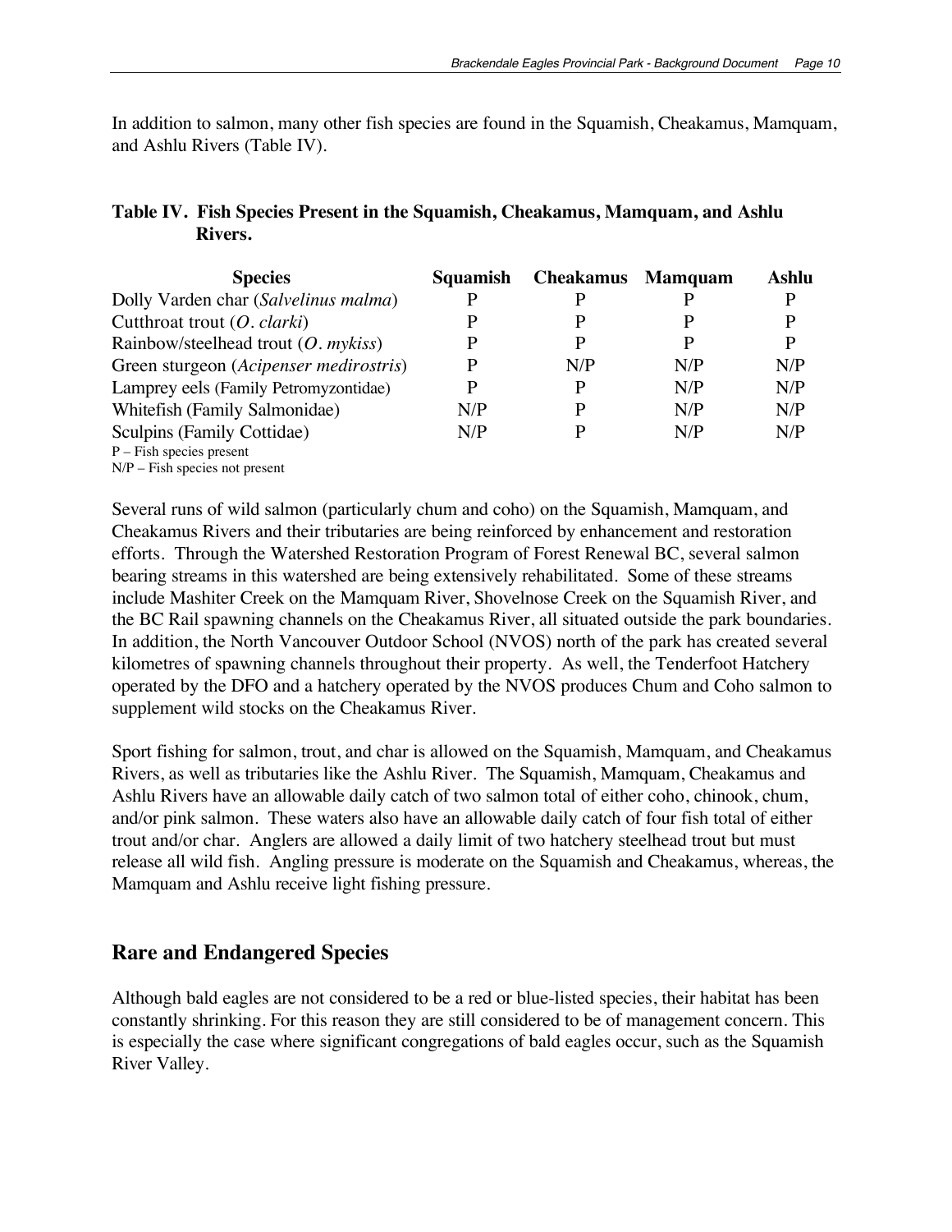In addition to salmon, many other fish species are found in the Squamish, Cheakamus, Mamquam, and Ashlu Rivers (Table IV).

**Table IV. Fish Species Present in the Squamish, Cheakamus, Mamquam, and Ashlu Rivers.**

| Species | Squamish | Cheakamus | Mamquam | Ashlu |
|---|---|---|---|---|
| Dolly Varden char (*Salvelinus malma*) | P | P | P | P |
| Cutthroat trout (*O. clarki*) | P | P | P | P |
| Rainbow/steelhead trout (*O. mykiss*) | P | P | P | P |
| Green sturgeon (*Acipenser medirostris*) | P | N/P | N/P | N/P |
| Lamprey eels (Family Petromyzontidae) | P | P | N/P | N/P |
| Whitefish (Family Salmonidae) | N/P | P | N/P | N/P |
| Sculpins (Family Cottidae) | N/P | P | N/P | N/P |

P – Fish species present
N/P – Fish species not present

Several runs of wild salmon (particularly chum and coho) on the Squamish, Mamquam, and Cheakamus Rivers and their tributaries are being reinforced by enhancement and restoration efforts. Through the Watershed Restoration Program of Forest Renewal BC, several salmon bearing streams in this watershed are being extensively rehabilitated. Some of these streams include Mashiter Creek on the Mamquam River, Shovelnose Creek on the Squamish River, and the BC Rail spawning channels on the Cheakamus River, all situated outside the park boundaries. In addition, the North Vancouver Outdoor School (NVOS) north of the park has created several kilometres of spawning channels throughout their property. As well, the Tenderfoot Hatchery operated by the DFO and a hatchery operated by the NVOS produces Chum and Coho salmon to supplement wild stocks on the Cheakamus River.

Sport fishing for salmon, trout, and char is allowed on the Squamish, Mamquam, and Cheakamus Rivers, as well as tributaries like the Ashlu River. The Squamish, Mamquam, Cheakamus and Ashlu Rivers have an allowable daily catch of two salmon total of either coho, chinook, chum, and/or pink salmon. These waters also have an allowable daily catch of four fish total of either trout and/or char. Anglers are allowed a daily limit of two hatchery steelhead trout but must release all wild fish. Angling pressure is moderate on the Squamish and Cheakamus, whereas, the Mamquam and Ashlu receive light fishing pressure.

## Rare and Endangered Species

Although bald eagles are not considered to be a red or blue-listed species, their habitat has been constantly shrinking. For this reason they are still considered to be of management concern. This is especially the case where significant congregations of bald eagles occur, such as the Squamish River Valley.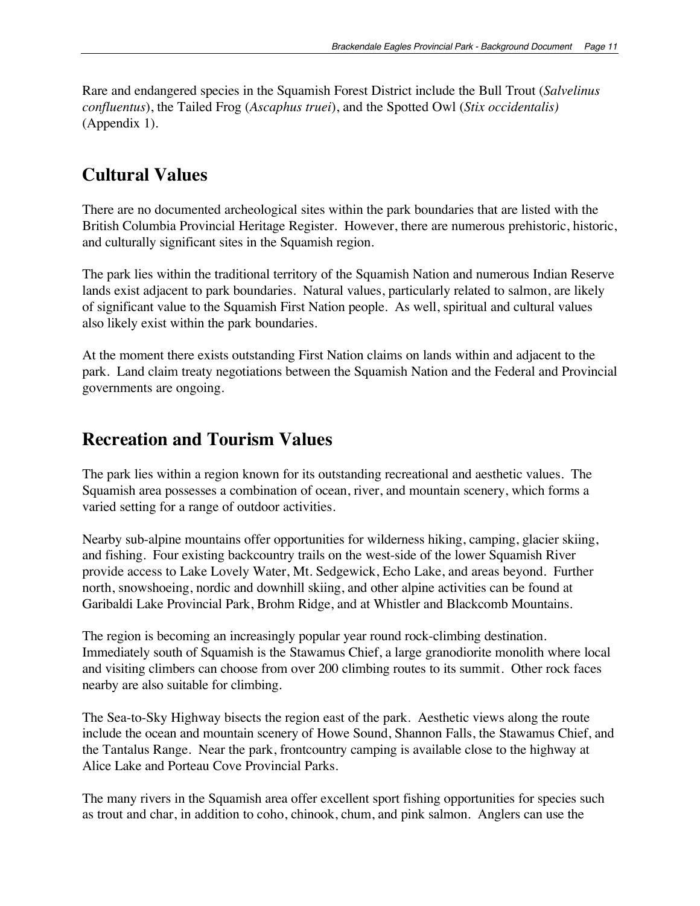Rare and endangered species in the Squamish Forest District include the Bull Trout (*Salvelinus confluentus*), the Tailed Frog (*Ascaphus truei*), and the Spotted Owl (*Stix occidentalis)* (Appendix 1).

## Cultural Values

There are no documented archeological sites within the park boundaries that are listed with the British Columbia Provincial Heritage Register. However, there are numerous prehistoric, historic, and culturally significant sites in the Squamish region.

The park lies within the traditional territory of the Squamish Nation and numerous Indian Reserve lands exist adjacent to park boundaries. Natural values, particularly related to salmon, are likely of significant value to the Squamish First Nation people. As well, spiritual and cultural values also likely exist within the park boundaries.

At the moment there exists outstanding First Nation claims on lands within and adjacent to the park. Land claim treaty negotiations between the Squamish Nation and the Federal and Provincial governments are ongoing.

## Recreation and Tourism Values

The park lies within a region known for its outstanding recreational and aesthetic values. The Squamish area possesses a combination of ocean, river, and mountain scenery, which forms a varied setting for a range of outdoor activities.

Nearby sub-alpine mountains offer opportunities for wilderness hiking, camping, glacier skiing, and fishing. Four existing backcountry trails on the west-side of the lower Squamish River provide access to Lake Lovely Water, Mt. Sedgewick, Echo Lake, and areas beyond. Further north, snowshoeing, nordic and downhill skiing, and other alpine activities can be found at Garibaldi Lake Provincial Park, Brohm Ridge, and at Whistler and Blackcomb Mountains.

The region is becoming an increasingly popular year round rock-climbing destination. Immediately south of Squamish is the Stawamus Chief, a large granodiorite monolith where local and visiting climbers can choose from over 200 climbing routes to its summit. Other rock faces nearby are also suitable for climbing.

The Sea-to-Sky Highway bisects the region east of the park. Aesthetic views along the route include the ocean and mountain scenery of Howe Sound, Shannon Falls, the Stawamus Chief, and the Tantalus Range. Near the park, frontcountry camping is available close to the highway at Alice Lake and Porteau Cove Provincial Parks.

The many rivers in the Squamish area offer excellent sport fishing opportunities for species such as trout and char, in addition to coho, chinook, chum, and pink salmon. Anglers can use the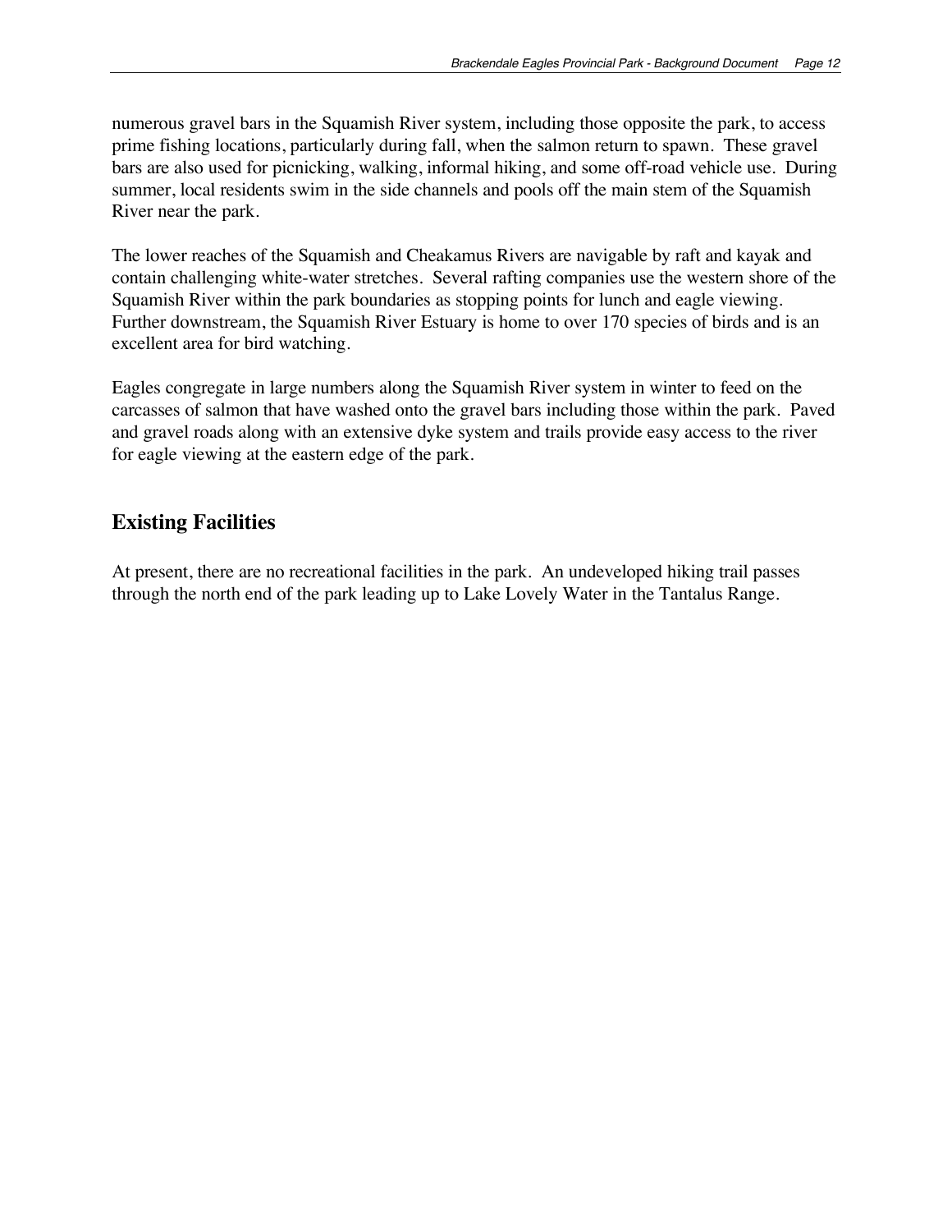numerous gravel bars in the Squamish River system, including those opposite the park, to access prime fishing locations, particularly during fall, when the salmon return to spawn. These gravel bars are also used for picnicking, walking, informal hiking, and some off-road vehicle use. During summer, local residents swim in the side channels and pools off the main stem of the Squamish River near the park.

The lower reaches of the Squamish and Cheakamus Rivers are navigable by raft and kayak and contain challenging white-water stretches. Several rafting companies use the western shore of the Squamish River within the park boundaries as stopping points for lunch and eagle viewing. Further downstream, the Squamish River Estuary is home to over 170 species of birds and is an excellent area for bird watching.

Eagles congregate in large numbers along the Squamish River system in winter to feed on the carcasses of salmon that have washed onto the gravel bars including those within the park. Paved and gravel roads along with an extensive dyke system and trails provide easy access to the river for eagle viewing at the eastern edge of the park.

## Existing Facilities

At present, there are no recreational facilities in the park. An undeveloped hiking trail passes through the north end of the park leading up to Lake Lovely Water in the Tantalus Range.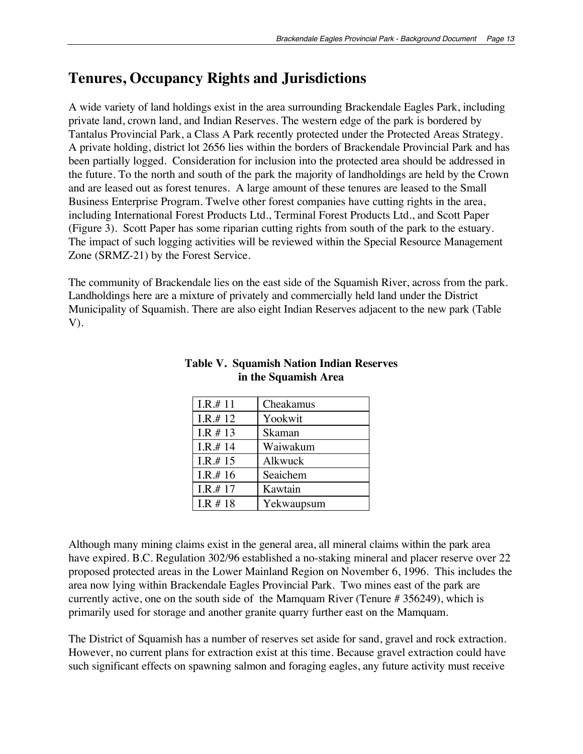## Tenures, Occupancy Rights and Jurisdictions

A wide variety of land holdings exist in the area surrounding Brackendale Eagles Park, including private land, crown land, and Indian Reserves. The western edge of the park is bordered by Tantalus Provincial Park, a Class A Park recently protected under the Protected Areas Strategy. A private holding, district lot 2656 lies within the borders of Brackendale Provincial Park and has been partially logged. Consideration for inclusion into the protected area should be addressed in the future. To the north and south of the park the majority of landholdings are held by the Crown and are leased out as forest tenures. A large amount of these tenures are leased to the Small Business Enterprise Program. Twelve other forest companies have cutting rights in the area, including International Forest Products Ltd., Terminal Forest Products Ltd., and Scott Paper (Figure 3). Scott Paper has some riparian cutting rights from south of the park to the estuary. The impact of such logging activities will be reviewed within the Special Resource Management Zone (SRMZ-21) by the Forest Service.

The community of Brackendale lies on the east side of the Squamish River, across from the park. Landholdings here are a mixture of privately and commercially held land under the District Municipality of Squamish. There are also eight Indian Reserves adjacent to the new park (Table V).

**Table V. Squamish Nation Indian Reserves in the Squamish Area**

| | |
|---|---|
| I.R.# 11 | Cheakamus |
| I.R.# 12 | Yookwit |
| I.R # 13 | Skaman |
| I.R.# 14 | Waiwakum |
| I.R.# 15 | Alkwuck |
| I.R.# 16 | Seaichem |
| I.R.# 17 | Kawtain |
| I.R # 18 | Yekwaupsum |

Although many mining claims exist in the general area, all mineral claims within the park area have expired. B.C. Regulation 302/96 established a no-staking mineral and placer reserve over 22 proposed protected areas in the Lower Mainland Region on November 6, 1996. This includes the area now lying within Brackendale Eagles Provincial Park. Two mines east of the park are currently active, one on the south side of the Mamquam River (Tenure # 356249), which is primarily used for storage and another granite quarry further east on the Mamquam.

The District of Squamish has a number of reserves set aside for sand, gravel and rock extraction. However, no current plans for extraction exist at this time. Because gravel extraction could have such significant effects on spawning salmon and foraging eagles, any future activity must receive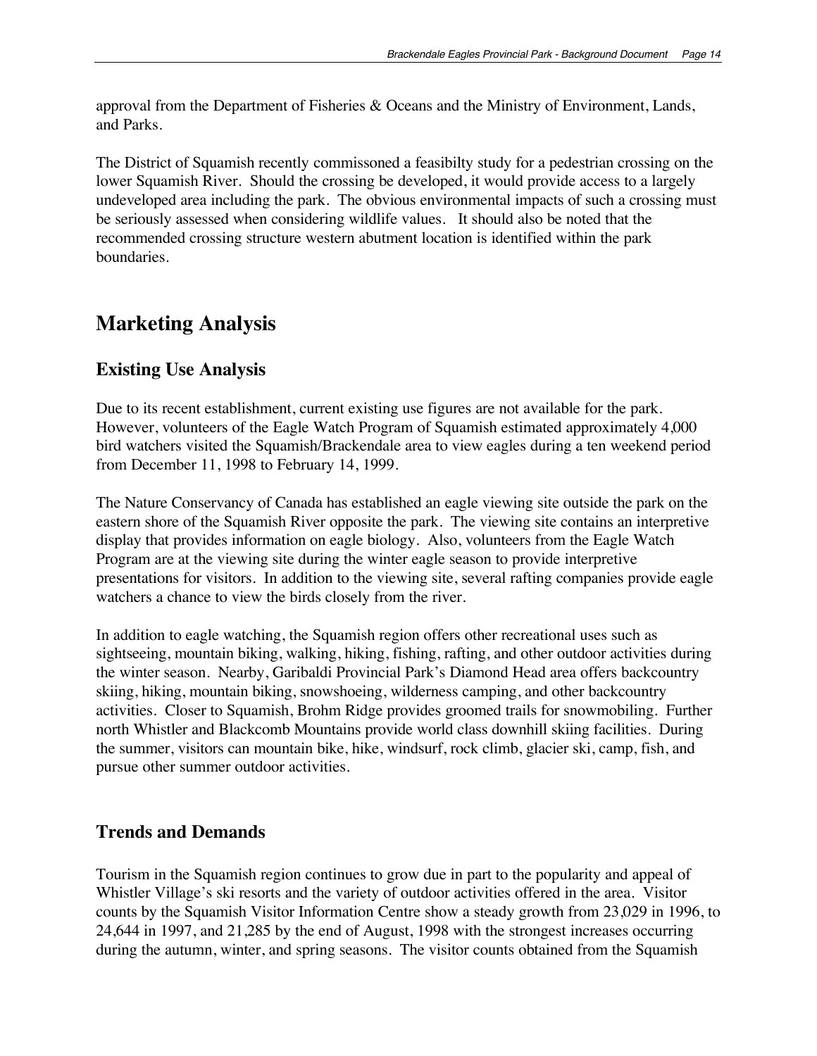approval from the Department of Fisheries & Oceans and the Ministry of Environment, Lands, and Parks.

The District of Squamish recently commissoned a feasibilty study for a pedestrian crossing on the lower Squamish River. Should the crossing be developed, it would provide access to a largely undeveloped area including the park. The obvious environmental impacts of such a crossing must be seriously assessed when considering wildlife values. It should also be noted that the recommended crossing structure western abutment location is identified within the park boundaries.

# Marketing Analysis

## Existing Use Analysis

Due to its recent establishment, current existing use figures are not available for the park. However, volunteers of the Eagle Watch Program of Squamish estimated approximately 4,000 bird watchers visited the Squamish/Brackendale area to view eagles during a ten weekend period from December 11, 1998 to February 14, 1999.

The Nature Conservancy of Canada has established an eagle viewing site outside the park on the eastern shore of the Squamish River opposite the park. The viewing site contains an interpretive display that provides information on eagle biology. Also, volunteers from the Eagle Watch Program are at the viewing site during the winter eagle season to provide interpretive presentations for visitors. In addition to the viewing site, several rafting companies provide eagle watchers a chance to view the birds closely from the river.

In addition to eagle watching, the Squamish region offers other recreational uses such as sightseeing, mountain biking, walking, hiking, fishing, rafting, and other outdoor activities during the winter season. Nearby, Garibaldi Provincial Park's Diamond Head area offers backcountry skiing, hiking, mountain biking, snowshoeing, wilderness camping, and other backcountry activities. Closer to Squamish, Brohm Ridge provides groomed trails for snowmobiling. Further north Whistler and Blackcomb Mountains provide world class downhill skiing facilities. During the summer, visitors can mountain bike, hike, windsurf, rock climb, glacier ski, camp, fish, and pursue other summer outdoor activities.

## Trends and Demands

Tourism in the Squamish region continues to grow due in part to the popularity and appeal of Whistler Village's ski resorts and the variety of outdoor activities offered in the area. Visitor counts by the Squamish Visitor Information Centre show a steady growth from 23,029 in 1996, to 24,644 in 1997, and 21,285 by the end of August, 1998 with the strongest increases occurring during the autumn, winter, and spring seasons. The visitor counts obtained from the Squamish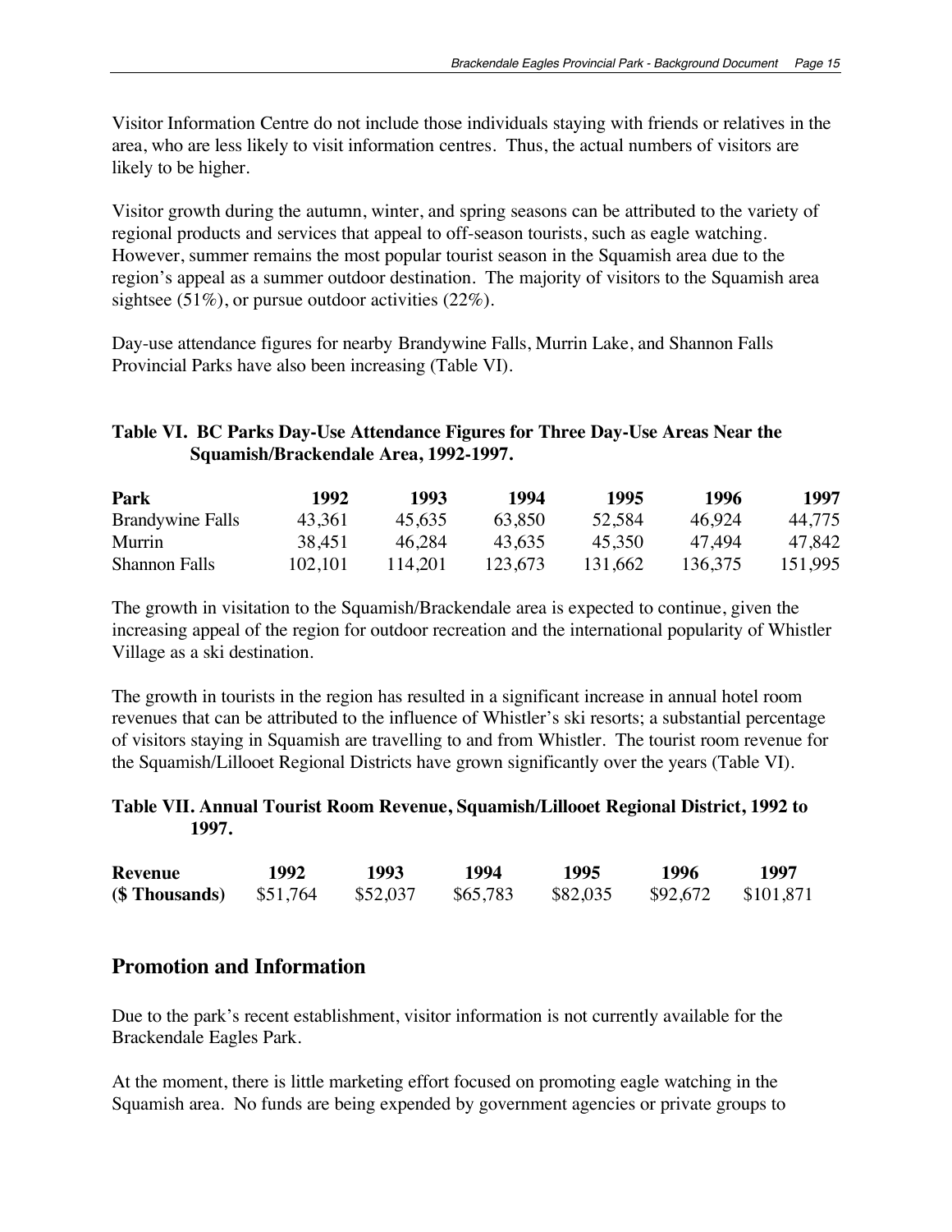Visitor Information Centre do not include those individuals staying with friends or relatives in the area, who are less likely to visit information centres. Thus, the actual numbers of visitors are likely to be higher.

Visitor growth during the autumn, winter, and spring seasons can be attributed to the variety of regional products and services that appeal to off-season tourists, such as eagle watching. However, summer remains the most popular tourist season in the Squamish area due to the region's appeal as a summer outdoor destination. The majority of visitors to the Squamish area sightsee (51%), or pursue outdoor activities (22%).

Day-use attendance figures for nearby Brandywine Falls, Murrin Lake, and Shannon Falls Provincial Parks have also been increasing (Table VI).

**Table VI. BC Parks Day-Use Attendance Figures for Three Day-Use Areas Near the Squamish/Brackendale Area, 1992-1997.**

| Park | 1992 | 1993 | 1994 | 1995 | 1996 | 1997 |
|---|---|---|---|---|---|---|
| Brandywine Falls | 43,361 | 45,635 | 63,850 | 52,584 | 46,924 | 44,775 |
| Murrin | 38,451 | 46,284 | 43,635 | 45,350 | 47,494 | 47,842 |
| Shannon Falls | 102,101 | 114,201 | 123,673 | 131,662 | 136,375 | 151,995 |

The growth in visitation to the Squamish/Brackendale area is expected to continue, given the increasing appeal of the region for outdoor recreation and the international popularity of Whistler Village as a ski destination.

The growth in tourists in the region has resulted in a significant increase in annual hotel room revenues that can be attributed to the influence of Whistler's ski resorts; a substantial percentage of visitors staying in Squamish are travelling to and from Whistler. The tourist room revenue for the Squamish/Lillooet Regional Districts have grown significantly over the years (Table VI).

**Table VII. Annual Tourist Room Revenue, Squamish/Lillooet Regional District, 1992 to 1997.**

| Revenue | 1992 | 1993 | 1994 | 1995 | 1996 | 1997 |
|---|---|---|---|---|---|---|
| ($ Thousands) | $51,764 | $52,037 | $65,783 | $82,035 | $92,672 | $101,871 |

## Promotion and Information

Due to the park's recent establishment, visitor information is not currently available for the Brackendale Eagles Park.

At the moment, there is little marketing effort focused on promoting eagle watching in the Squamish area. No funds are being expended by government agencies or private groups to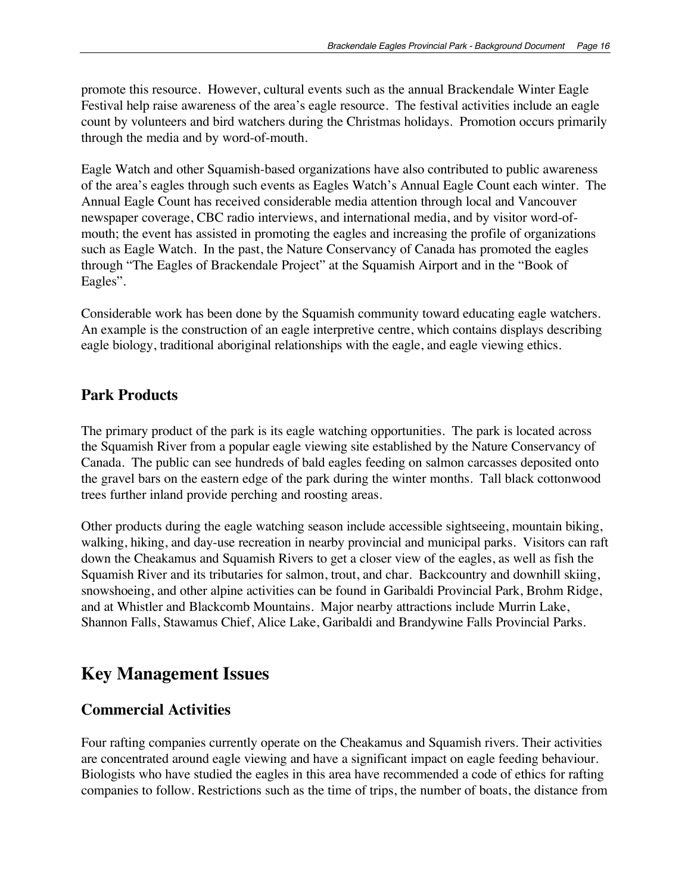promote this resource. However, cultural events such as the annual Brackendale Winter Eagle Festival help raise awareness of the area's eagle resource. The festival activities include an eagle count by volunteers and bird watchers during the Christmas holidays. Promotion occurs primarily through the media and by word-of-mouth.

Eagle Watch and other Squamish-based organizations have also contributed to public awareness of the area's eagles through such events as Eagles Watch's Annual Eagle Count each winter. The Annual Eagle Count has received considerable media attention through local and Vancouver newspaper coverage, CBC radio interviews, and international media, and by visitor word-of-mouth; the event has assisted in promoting the eagles and increasing the profile of organizations such as Eagle Watch. In the past, the Nature Conservancy of Canada has promoted the eagles through "The Eagles of Brackendale Project" at the Squamish Airport and in the "Book of Eagles".

Considerable work has been done by the Squamish community toward educating eagle watchers. An example is the construction of an eagle interpretive centre, which contains displays describing eagle biology, traditional aboriginal relationships with the eagle, and eagle viewing ethics.

## Park Products

The primary product of the park is its eagle watching opportunities. The park is located across the Squamish River from a popular eagle viewing site established by the Nature Conservancy of Canada. The public can see hundreds of bald eagles feeding on salmon carcasses deposited onto the gravel bars on the eastern edge of the park during the winter months. Tall black cottonwood trees further inland provide perching and roosting areas.

Other products during the eagle watching season include accessible sightseeing, mountain biking, walking, hiking, and day-use recreation in nearby provincial and municipal parks. Visitors can raft down the Cheakamus and Squamish Rivers to get a closer view of the eagles, as well as fish the Squamish River and its tributaries for salmon, trout, and char. Backcountry and downhill skiing, snowshoeing, and other alpine activities can be found in Garibaldi Provincial Park, Brohm Ridge, and at Whistler and Blackcomb Mountains. Major nearby attractions include Murrin Lake, Shannon Falls, Stawamus Chief, Alice Lake, Garibaldi and Brandywine Falls Provincial Parks.

# Key Management Issues

## Commercial Activities

Four rafting companies currently operate on the Cheakamus and Squamish rivers. Their activities are concentrated around eagle viewing and have a significant impact on eagle feeding behaviour. Biologists who have studied the eagles in this area have recommended a code of ethics for rafting companies to follow. Restrictions such as the time of trips, the number of boats, the distance from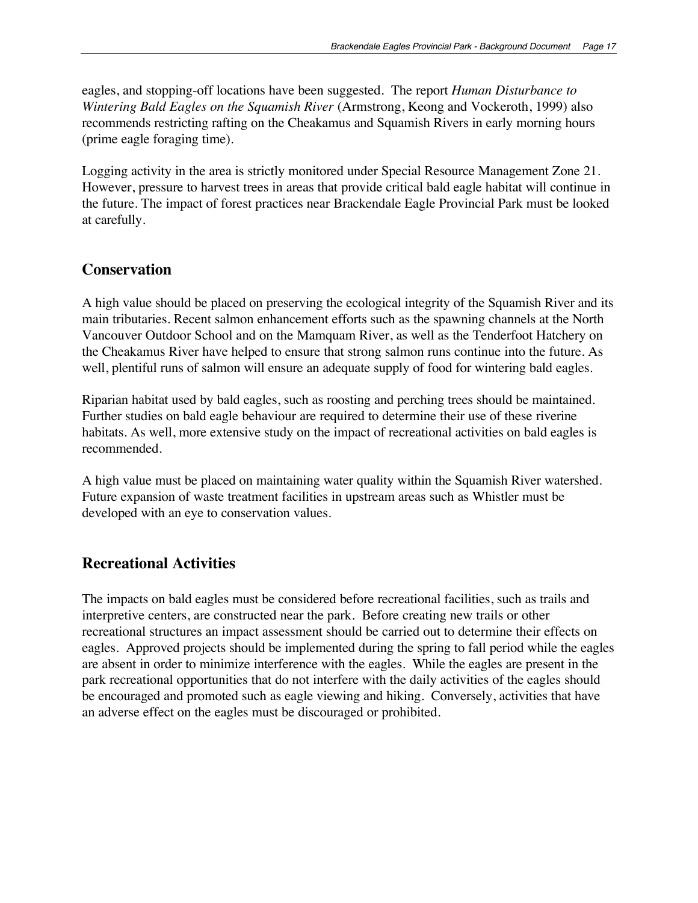eagles, and stopping-off locations have been suggested. The report *Human Disturbance to Wintering Bald Eagles on the Squamish River* (Armstrong, Keong and Vockeroth, 1999) also recommends restricting rafting on the Cheakamus and Squamish Rivers in early morning hours (prime eagle foraging time).

Logging activity in the area is strictly monitored under Special Resource Management Zone 21. However, pressure to harvest trees in areas that provide critical bald eagle habitat will continue in the future. The impact of forest practices near Brackendale Eagle Provincial Park must be looked at carefully.

## Conservation

A high value should be placed on preserving the ecological integrity of the Squamish River and its main tributaries. Recent salmon enhancement efforts such as the spawning channels at the North Vancouver Outdoor School and on the Mamquam River, as well as the Tenderfoot Hatchery on the Cheakamus River have helped to ensure that strong salmon runs continue into the future. As well, plentiful runs of salmon will ensure an adequate supply of food for wintering bald eagles.

Riparian habitat used by bald eagles, such as roosting and perching trees should be maintained. Further studies on bald eagle behaviour are required to determine their use of these riverine habitats. As well, more extensive study on the impact of recreational activities on bald eagles is recommended.

A high value must be placed on maintaining water quality within the Squamish River watershed. Future expansion of waste treatment facilities in upstream areas such as Whistler must be developed with an eye to conservation values.

## Recreational Activities

The impacts on bald eagles must be considered before recreational facilities, such as trails and interpretive centers, are constructed near the park. Before creating new trails or other recreational structures an impact assessment should be carried out to determine their effects on eagles. Approved projects should be implemented during the spring to fall period while the eagles are absent in order to minimize interference with the eagles. While the eagles are present in the park recreational opportunities that do not interfere with the daily activities of the eagles should be encouraged and promoted such as eagle viewing and hiking. Conversely, activities that have an adverse effect on the eagles must be discouraged or prohibited.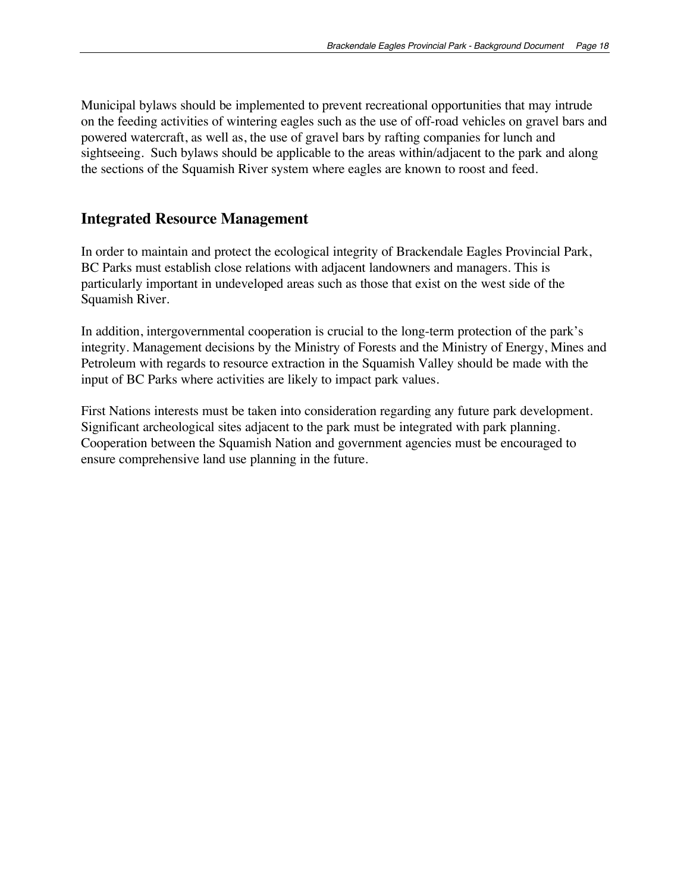Municipal bylaws should be implemented to prevent recreational opportunities that may intrude on the feeding activities of wintering eagles such as the use of off-road vehicles on gravel bars and powered watercraft, as well as, the use of gravel bars by rafting companies for lunch and sightseeing. Such bylaws should be applicable to the areas within/adjacent to the park and along the sections of the Squamish River system where eagles are known to roost and feed.

## Integrated Resource Management

In order to maintain and protect the ecological integrity of Brackendale Eagles Provincial Park, BC Parks must establish close relations with adjacent landowners and managers. This is particularly important in undeveloped areas such as those that exist on the west side of the Squamish River.

In addition, intergovernmental cooperation is crucial to the long-term protection of the park's integrity. Management decisions by the Ministry of Forests and the Ministry of Energy, Mines and Petroleum with regards to resource extraction in the Squamish Valley should be made with the input of BC Parks where activities are likely to impact park values.

First Nations interests must be taken into consideration regarding any future park development. Significant archeological sites adjacent to the park must be integrated with park planning. Cooperation between the Squamish Nation and government agencies must be encouraged to ensure comprehensive land use planning in the future.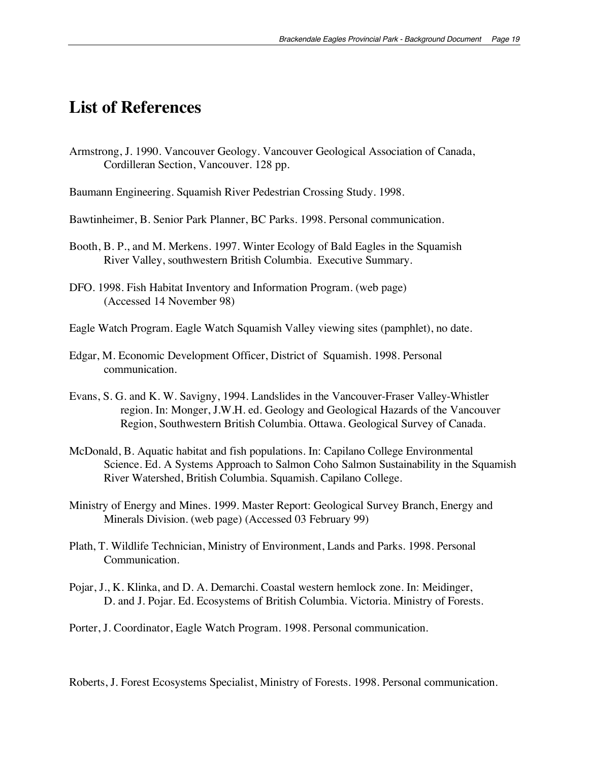# List of References

Armstrong, J. 1990. Vancouver Geology. Vancouver Geological Association of Canada, Cordilleran Section, Vancouver. 128 pp.

Baumann Engineering. Squamish River Pedestrian Crossing Study. 1998.

Bawtinheimer, B. Senior Park Planner, BC Parks. 1998. Personal communication.

Booth, B. P., and M. Merkens. 1997. Winter Ecology of Bald Eagles in the Squamish River Valley, southwestern British Columbia. Executive Summary.

DFO. 1998. Fish Habitat Inventory and Information Program. (web page) (Accessed 14 November 98)

Eagle Watch Program. Eagle Watch Squamish Valley viewing sites (pamphlet), no date.

Edgar, M. Economic Development Officer, District of Squamish. 1998. Personal communication.

Evans, S. G. and K. W. Savigny, 1994. Landslides in the Vancouver-Fraser Valley-Whistler region. In: Monger, J.W.H. ed. Geology and Geological Hazards of the Vancouver Region, Southwestern British Columbia. Ottawa. Geological Survey of Canada.

McDonald, B. Aquatic habitat and fish populations. In: Capilano College Environmental Science. Ed. A Systems Approach to Salmon Coho Salmon Sustainability in the Squamish River Watershed, British Columbia. Squamish. Capilano College.

Ministry of Energy and Mines. 1999. Master Report: Geological Survey Branch, Energy and Minerals Division. (web page) (Accessed 03 February 99)

Plath, T. Wildlife Technician, Ministry of Environment, Lands and Parks. 1998. Personal Communication.

Pojar, J., K. Klinka, and D. A. Demarchi. Coastal western hemlock zone. In: Meidinger, D. and J. Pojar. Ed. Ecosystems of British Columbia. Victoria. Ministry of Forests.

Porter, J. Coordinator, Eagle Watch Program. 1998. Personal communication.

Roberts, J. Forest Ecosystems Specialist, Ministry of Forests. 1998. Personal communication.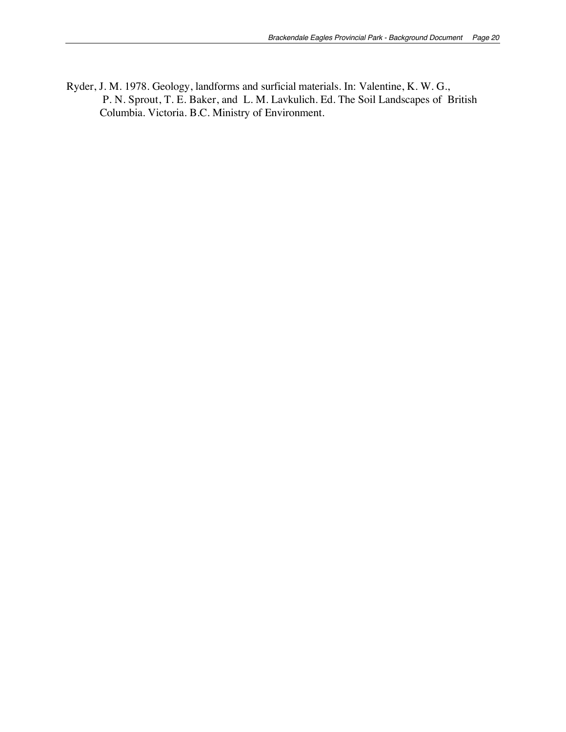Ryder, J. M. 1978. Geology, landforms and surficial materials. In: Valentine, K. W. G., P. N. Sprout, T. E. Baker, and L. M. Lavkulich. Ed. The Soil Landscapes of British Columbia. Victoria. B.C. Ministry of Environment.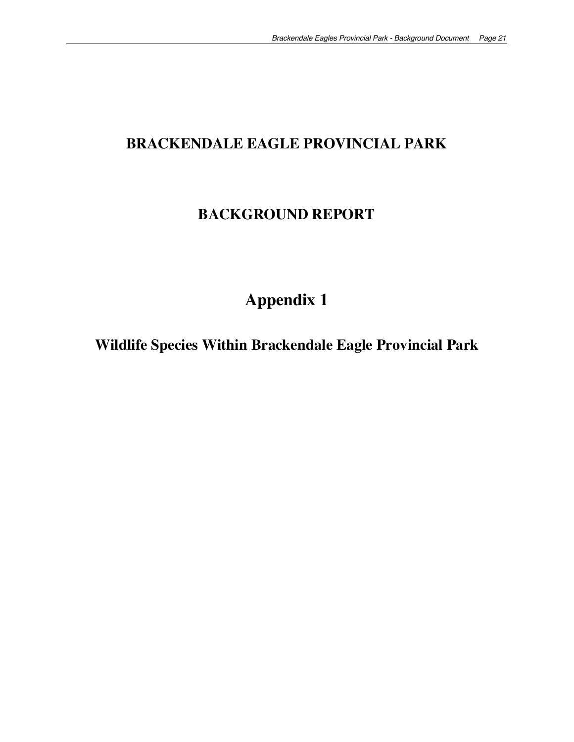# BRACKENDALE EAGLE PROVINCIAL PARK

## BACKGROUND REPORT

# Appendix 1

## Wildlife Species Within Brackendale Eagle Provincial Park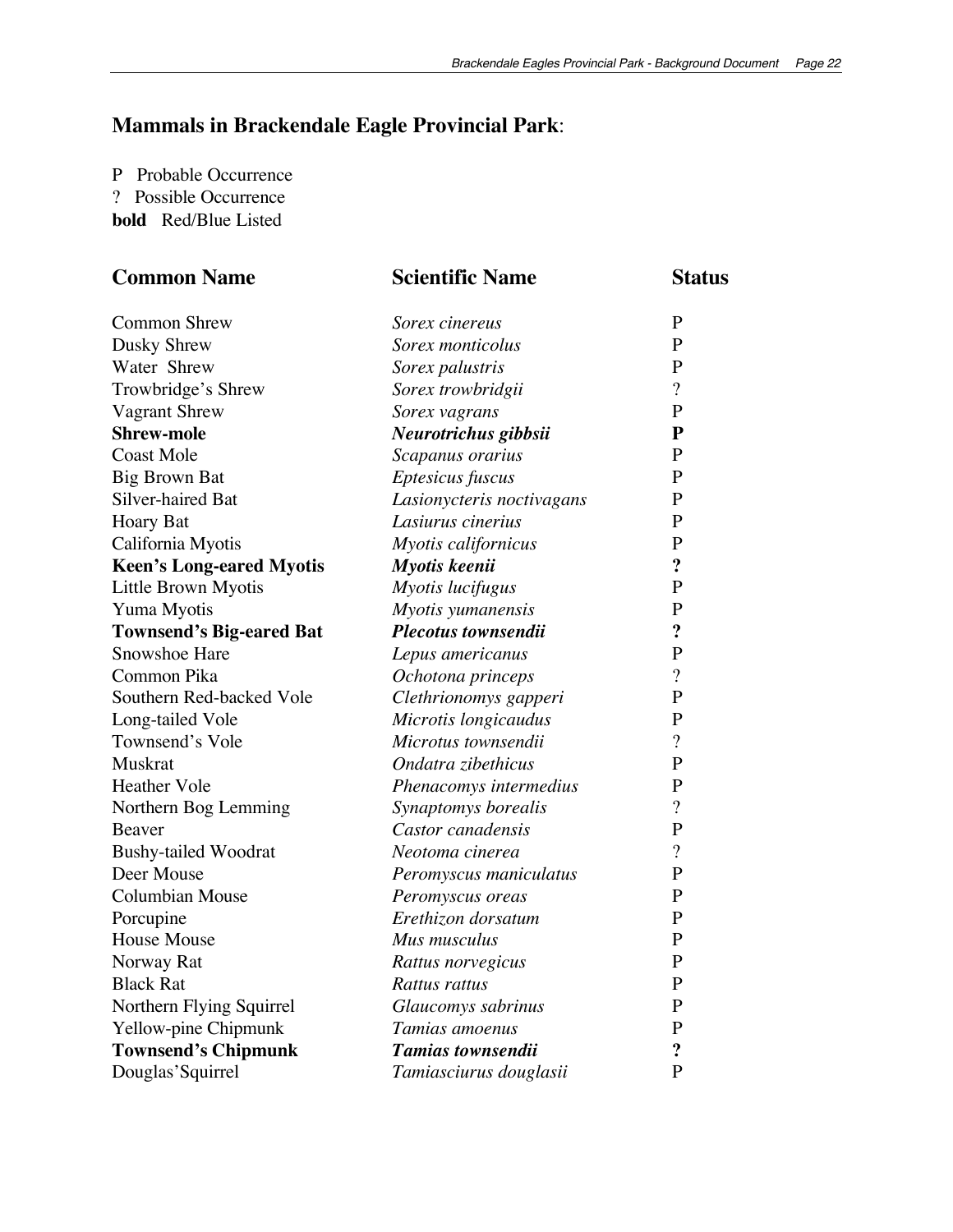## **Mammals in Brackendale Eagle Provincial Park**:

P Probable Occurrence
? Possible Occurrence
**bold** Red/Blue Listed

| Common Name | Scientific Name | Status |
|---|---|---|
| Common Shrew | *Sorex cinereus* | P |
| Dusky Shrew | *Sorex monticolus* | P |
| Water Shrew | *Sorex palustris* | P |
| Trowbridge's Shrew | *Sorex trowbridgii* | ? |
| Vagrant Shrew | *Sorex vagrans* | P |
| **Shrew-mole** | ***Neurotrichus gibbsii*** | **P** |
| Coast Mole | *Scapanus orarius* | P |
| Big Brown Bat | *Eptesicus fuscus* | P |
| Silver-haired Bat | *Lasionycteris noctivagans* | P |
| Hoary Bat | *Lasiurus cinerius* | P |
| California Myotis | *Myotis californicus* | P |
| **Keen's Long-eared Myotis** | ***Myotis keenii*** | **?** |
| Little Brown Myotis | *Myotis lucifugus* | P |
| Yuma Myotis | *Myotis yumanensis* | P |
| **Townsend's Big-eared Bat** | ***Plecotus townsendii*** | **?** |
| Snowshoe Hare | *Lepus americanus* | P |
| Common Pika | *Ochotona princeps* | ? |
| Southern Red-backed Vole | *Clethrionomys gapperi* | P |
| Long-tailed Vole | *Microtis longicaudus* | P |
| Townsend's Vole | *Microtus townsendii* | ? |
| Muskrat | *Ondatra zibethicus* | P |
| Heather Vole | *Phenacomys intermedius* | P |
| Northern Bog Lemming | *Synaptomys borealis* | ? |
| Beaver | *Castor canadensis* | P |
| Bushy-tailed Woodrat | *Neotoma cinerea* | ? |
| Deer Mouse | *Peromyscus maniculatus* | P |
| Columbian Mouse | *Peromyscus oreas* | P |
| Porcupine | *Erethizon dorsatum* | P |
| House Mouse | *Mus musculus* | P |
| Norway Rat | *Rattus norvegicus* | P |
| Black Rat | *Rattus rattus* | P |
| Northern Flying Squirrel | *Glaucomys sabrinus* | P |
| Yellow-pine Chipmunk | *Tamias amoenus* | P |
| **Townsend's Chipmunk** | ***Tamias townsendii*** | **?** |
| Douglas'Squirrel | *Tamiasciurus douglasii* | P |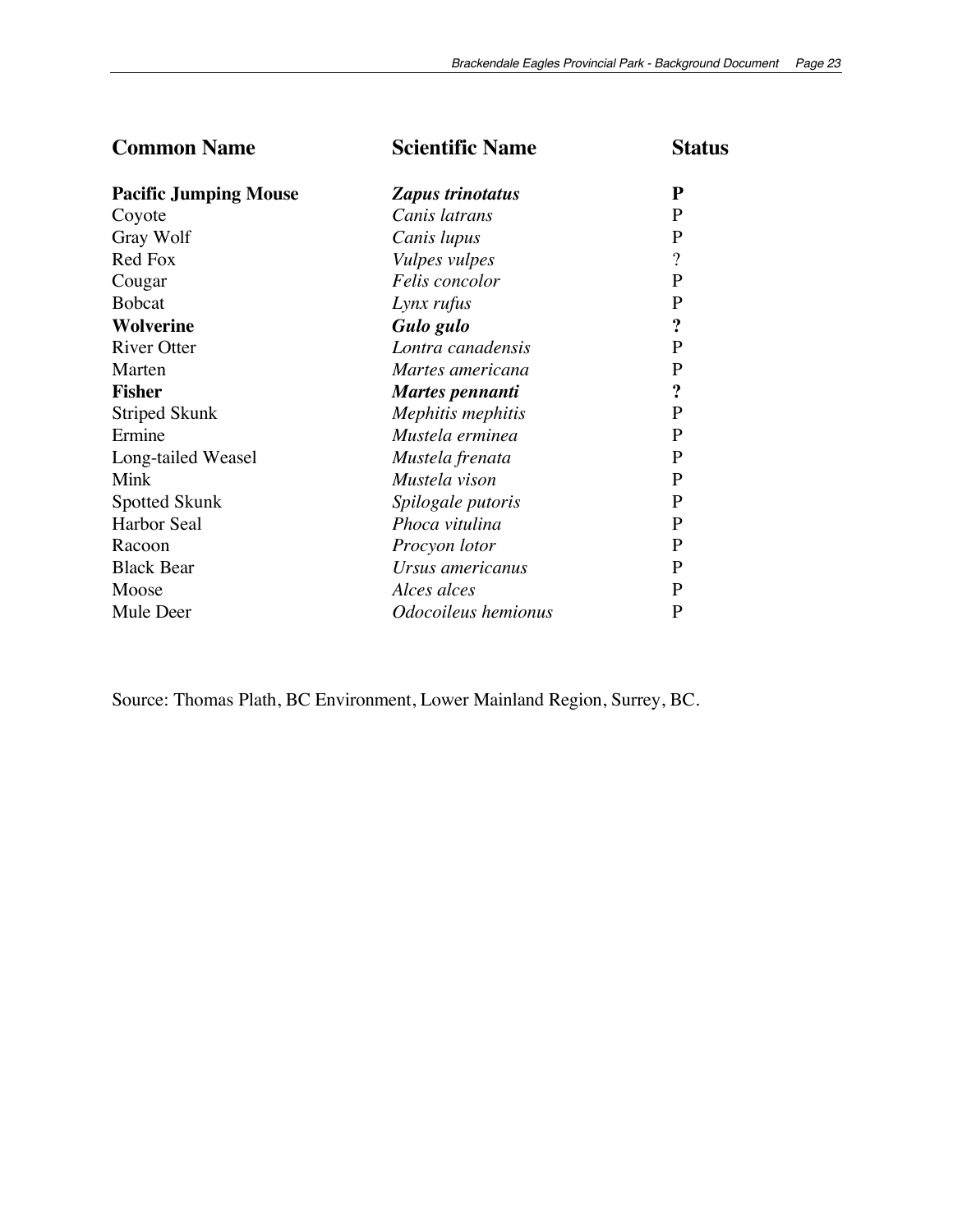| Common Name | Scientific Name | Status |
|---|---|---|
| **Pacific Jumping Mouse** | ***Zapus trinotatus*** | **P** |
| Coyote | *Canis latrans* | P |
| Gray Wolf | *Canis lupus* | P |
| Red Fox | *Vulpes vulpes* | ? |
| Cougar | *Felis concolor* | P |
| Bobcat | *Lynx rufus* | P |
| **Wolverine** | ***Gulo gulo*** | **?** |
| River Otter | *Lontra canadensis* | P |
| Marten | *Martes americana* | P |
| **Fisher** | ***Martes pennanti*** | **?** |
| Striped Skunk | *Mephitis mephitis* | P |
| Ermine | *Mustela erminea* | P |
| Long-tailed Weasel | *Mustela frenata* | P |
| Mink | *Mustela vison* | P |
| Spotted Skunk | *Spilogale putoris* | P |
| Harbor Seal | *Phoca vitulina* | P |
| Racoon | *Procyon lotor* | P |
| Black Bear | *Ursus americanus* | P |
| Moose | *Alces alces* | P |
| Mule Deer | *Odocoileus hemionus* | P |

Source: Thomas Plath, BC Environment, Lower Mainland Region, Surrey, BC.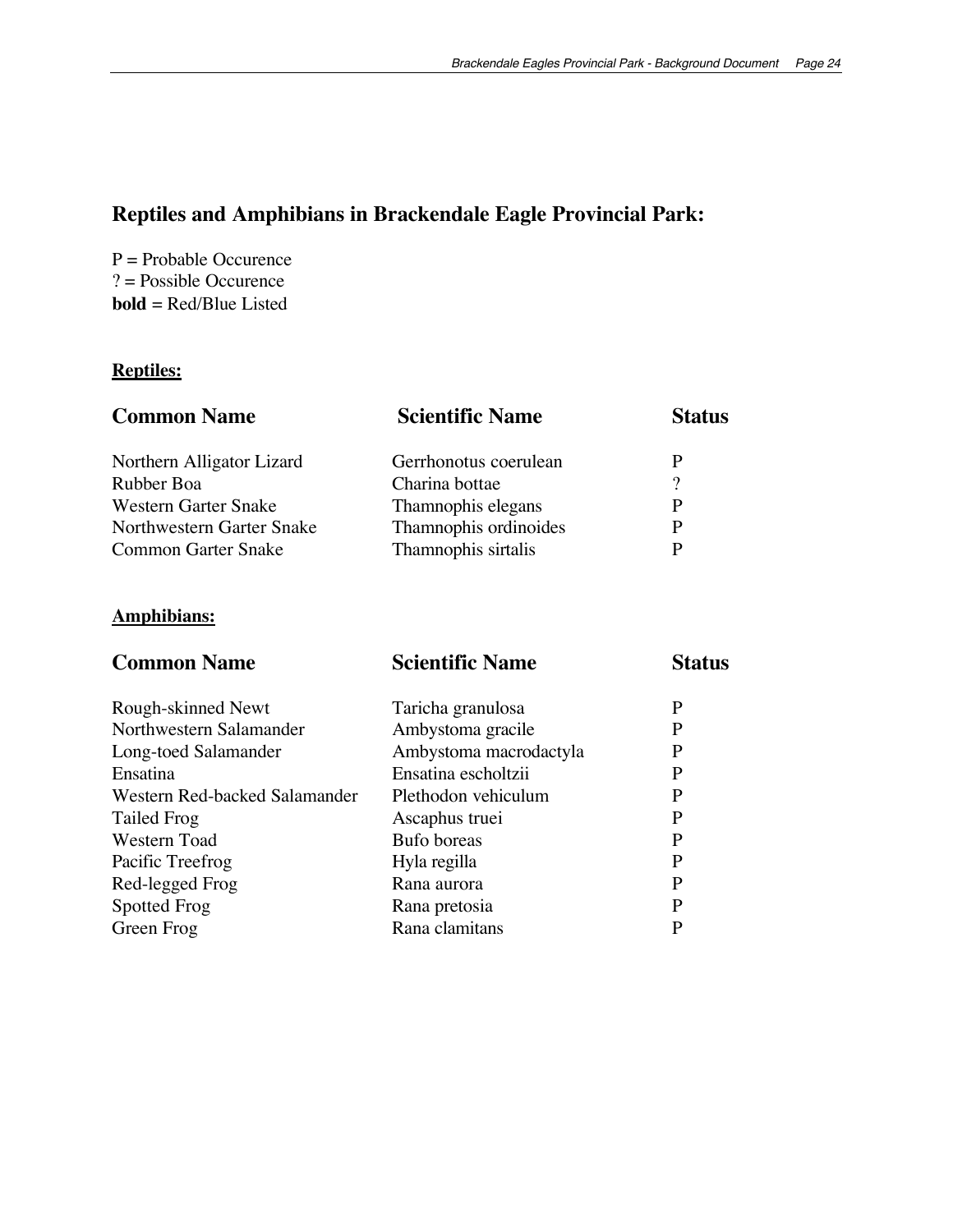## Reptiles and Amphibians in Brackendale Eagle Provincial Park:

P = Probable Occurence
? = Possible Occurence
**bold** = Red/Blue Listed

**Reptiles:**

| Common Name | Scientific Name | Status |
|---|---|---|
| Northern Alligator Lizard | Gerrhonotus coerulean | P |
| Rubber Boa | Charina bottae | ? |
| Western Garter Snake | Thamnophis elegans | P |
| Northwestern Garter Snake | Thamnophis ordinoides | P |
| Common Garter Snake | Thamnophis sirtalis | P |

**Amphibians:**

| Common Name | Scientific Name | Status |
|---|---|---|
| Rough-skinned Newt | Taricha granulosa | P |
| Northwestern Salamander | Ambystoma gracile | P |
| Long-toed Salamander | Ambystoma macrodactyla | P |
| Ensatina | Ensatina escholtzii | P |
| Western Red-backed Salamander | Plethodon vehiculum | P |
| Tailed Frog | Ascaphus truei | P |
| Western Toad | Bufo boreas | P |
| Pacific Treefrog | Hyla regilla | P |
| Red-legged Frog | Rana aurora | P |
| Spotted Frog | Rana pretosia | P |
| Green Frog | Rana clamitans | P |